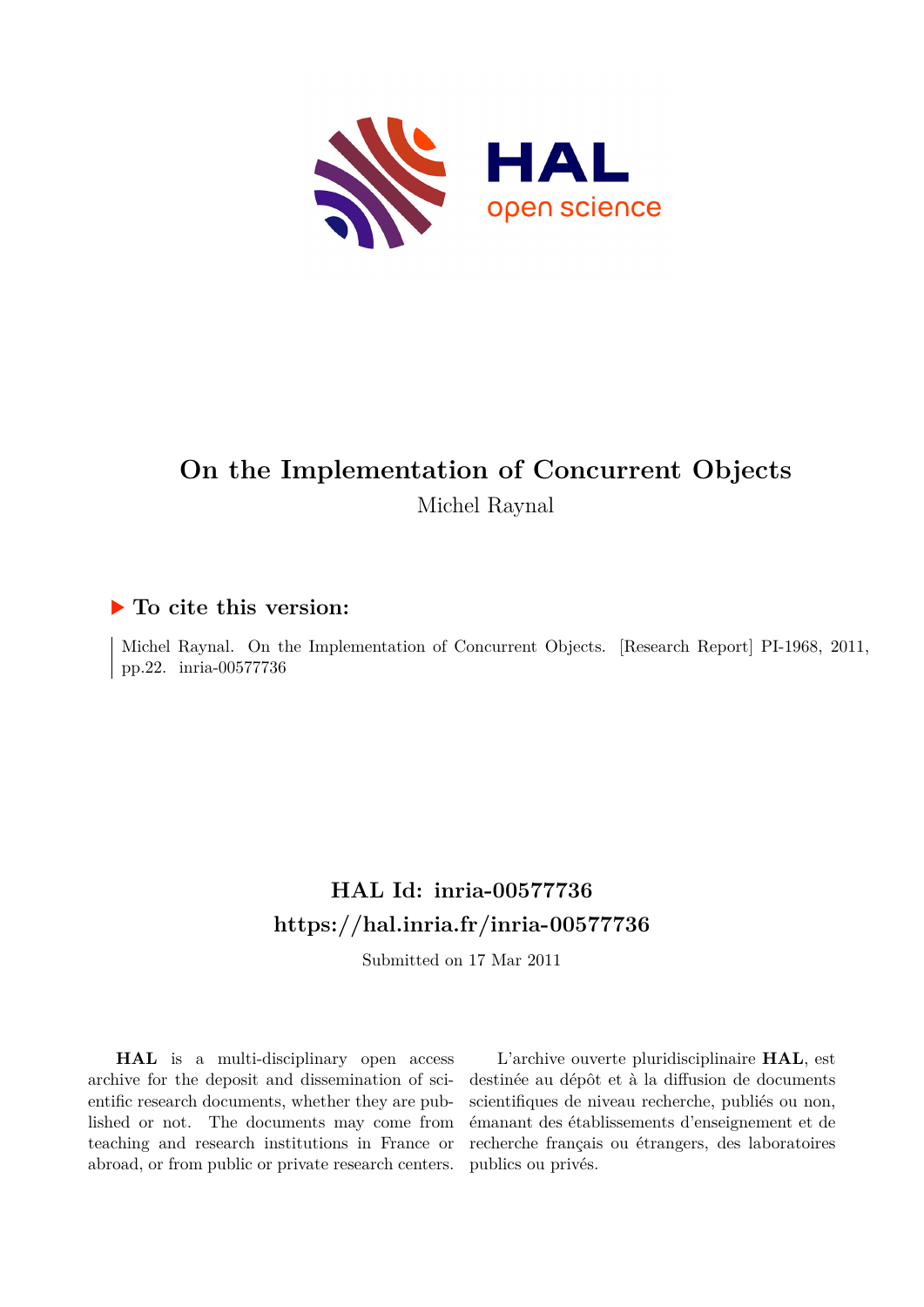# On the Implementation of Concurrent Objects

Michel Raynal

## ▶ To cite this version:

Michel Raynal. On the Implementation of Concurrent Objects. [Research Report] PI-1968, 2011, pp.22. inria-00577736

## HAL Id: inria-00577736

## https://hal.inria.fr/inria-00577736

Submitted on 17 Mar 2011

**HAL** is a multi-disciplinary open access archive for the deposit and dissemination of scientific research documents, whether they are published or not. The documents may come from teaching and research institutions in France or abroad, or from public or private research centers.

L'archive ouverte pluridisciplinaire **HAL**, est destinée au dépôt et à la diffusion de documents scientifiques de niveau recherche, publiés ou non, émanant des établissements d'enseignement et de recherche français ou étrangers, des laboratoires publics ou privés.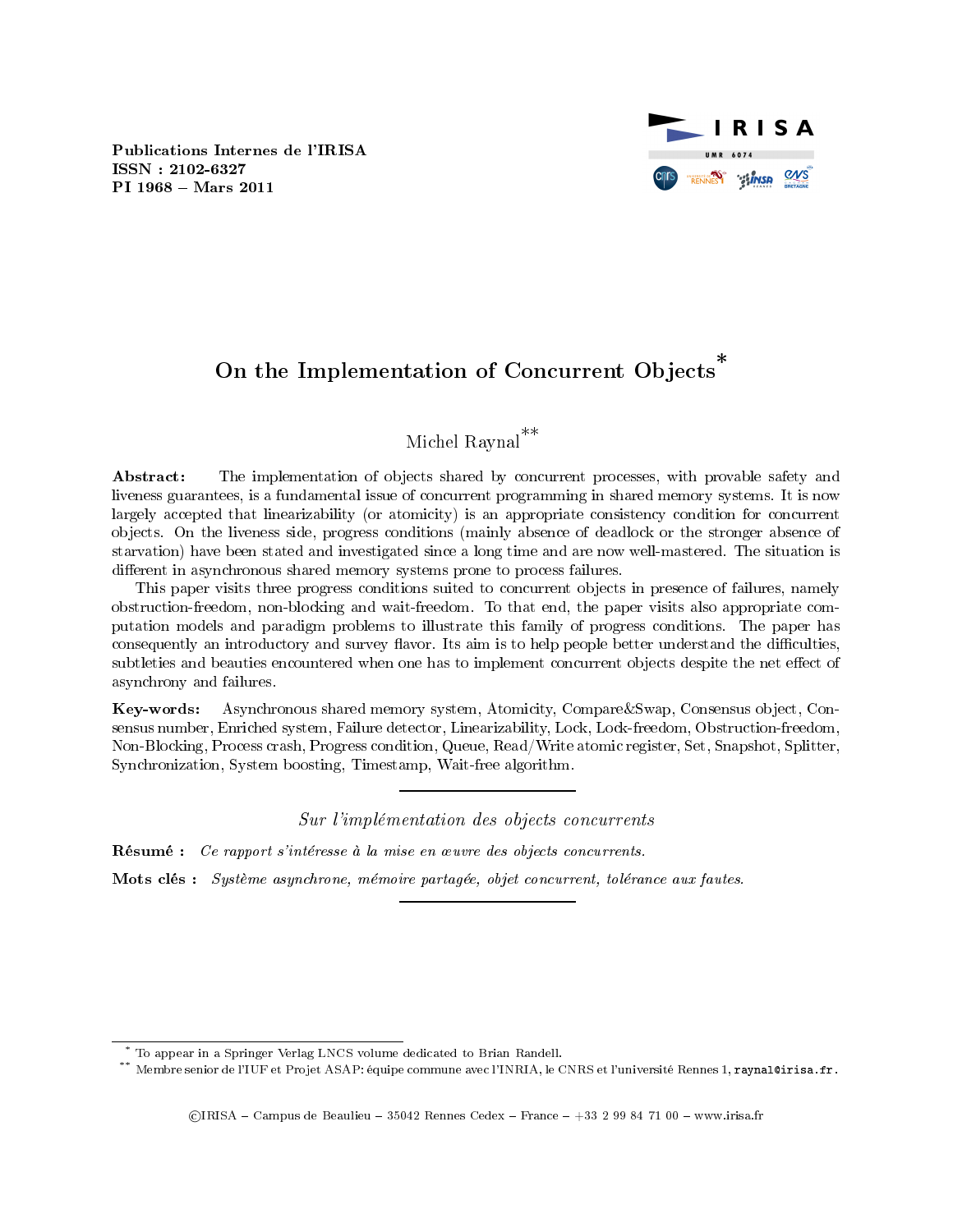Publications Internes de l'IRISA
ISSN : 2102-6327
PI 1968 – Mars 2011

# On the Implementation of Concurrent Objects*

Michel Raynal**

**Abstract:** The implementation of objects shared by concurrent processes, with provable safety and liveness guarantees, is a fundamental issue of concurrent programming in shared memory systems. It is now largely accepted that linearizability (or atomicity) is an appropriate consistency condition for concurrent objects. On the liveness side, progress conditions (mainly absence of deadlock or the stronger absence of starvation) have been stated and investigated since a long time and are now well-mastered. The situation is different in asynchronous shared memory systems prone to process failures.

This paper visits three progress conditions suited to concurrent objects in presence of failures, namely obstruction-freedom, non-blocking and wait-freedom. To that end, the paper visits also appropriate computation models and paradigm problems to illustrate this family of progress conditions. The paper has consequently an introductory and survey flavor. Its aim is to help people better understand the difficulties, subtleties and beauties encountered when one has to implement concurrent objects despite the net effect of asynchrony and failures.

**Key-words:** Asynchronous shared memory system, Atomicity, Compare&Swap, Consensus object, Consensus number, Enriched system, Failure detector, Linearizability, Lock, Lock-freedom, Obstruction-freedom, Non-Blocking, Process crash, Progress condition, Queue, Read/Write atomic register, Set, Snapshot, Splitter, Synchronization, System boosting, Timestamp, Wait-free algorithm.

---

*Sur l'implémentation des objects concurrents*

**Résumé :** *Ce rapport s'intéresse à la mise en œuvre des objects concurrents.*

**Mots clés :** *Système asynchrone, mémoire partagée, objet concurrent, tolérance aux fautes.*

---

\* To appear in a Springer Verlag LNCS volume dedicated to Brian Randell.

\*\* Membre senior de l'IUF et Projet ASAP: équipe commune avec l'INRIA, le CNRS et l'université Rennes 1, raynal@irisa.fr.

©IRISA – Campus de Beaulieu – 35042 Rennes Cedex – France – +33 2 99 84 71 00 – www.irisa.fr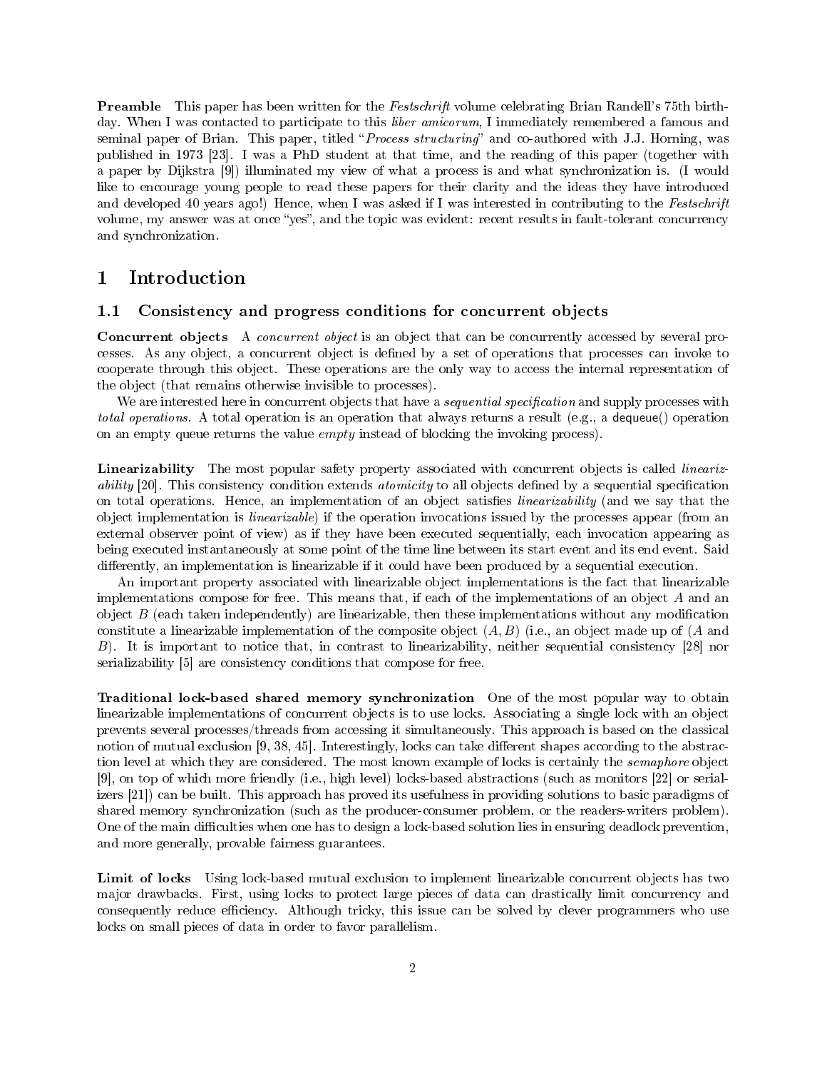**Preamble** This paper has been written for the *Festschrift* volume celebrating Brian Randell's 75th birthday. When I was contacted to participate to this *liber amicorum*, I immediately remembered a famous and seminal paper of Brian. This paper, titled "*Process structuring*" and co-authored with J.J. Horning, was published in 1973 [23]. I was a PhD student at that time, and the reading of this paper (together with a paper by Dijkstra [9]) illuminated my view of what a process is and what synchronization is. (I would like to encourage young people to read these papers for their clarity and the ideas they have introduced and developed 40 years ago!) Hence, when I was asked if I was interested in contributing to the *Festschrift* volume, my answer was at once "yes", and the topic was evident: recent results in fault-tolerant concurrency and synchronization.

# 1 Introduction

## 1.1 Consistency and progress conditions for concurrent objects

**Concurrent objects** A *concurrent object* is an object that can be concurrently accessed by several processes. As any object, a concurrent object is defined by a set of operations that processes can invoke to cooperate through this object. These operations are the only way to access the internal representation of the object (that remains otherwise invisible to processes).

We are interested here in concurrent objects that have a *sequential specification* and supply processes with *total operations*. A total operation is an operation that always returns a result (e.g., a dequeue() operation on an empty queue returns the value *empty* instead of blocking the invoking process).

**Linearizability** The most popular safety property associated with concurrent objects is called *linearizability* [20]. This consistency condition extends *atomicity* to all objects defined by a sequential specification on total operations. Hence, an implementation of an object satisfies *linearizability* (and we say that the object implementation is *linearizable*) if the operation invocations issued by the processes appear (from an external observer point of view) as if they have been executed sequentially, each invocation appearing as being executed instantaneously at some point of the time line between its start event and its end event. Said differently, an implementation is linearizable if it could have been produced by a sequential execution.

An important property associated with linearizable object implementations is the fact that linearizable implementations compose for free. This means that, if each of the implementations of an object $A$ and an object $B$ (each taken independently) are linearizable, then these implementations without any modification constitute a linearizable implementation of the composite object $(A, B)$ (i.e., an object made up of ($A$ and $B$). It is important to notice that, in contrast to linearizability, neither sequential consistency [28] nor serializability [5] are consistency conditions that compose for free.

**Traditional lock-based shared memory synchronization** One of the most popular way to obtain linearizable implementations of concurrent objects is to use locks. Associating a single lock with an object prevents several processes/threads from accessing it simultaneously. This approach is based on the classical notion of mutual exclusion [9, 38, 45]. Interestingly, locks can take different shapes according to the abstraction level at which they are considered. The most known example of locks is certainly the *semaphore* object [9], on top of which more friendly (i.e., high level) locks-based abstractions (such as monitors [22] or serializers [21]) can be built. This approach has proved its usefulness in providing solutions to basic paradigms of shared memory synchronization (such as the producer-consumer problem, or the readers-writers problem). One of the main difficulties when one has to design a lock-based solution lies in ensuring deadlock prevention, and more generally, provable fairness guarantees.

**Limit of locks** Using lock-based mutual exclusion to implement linearizable concurrent objects has two major drawbacks. First, using locks to protect large pieces of data can drastically limit concurrency and consequently reduce efficiency. Although tricky, this issue can be solved by clever programmers who use locks on small pieces of data in order to favor parallelism.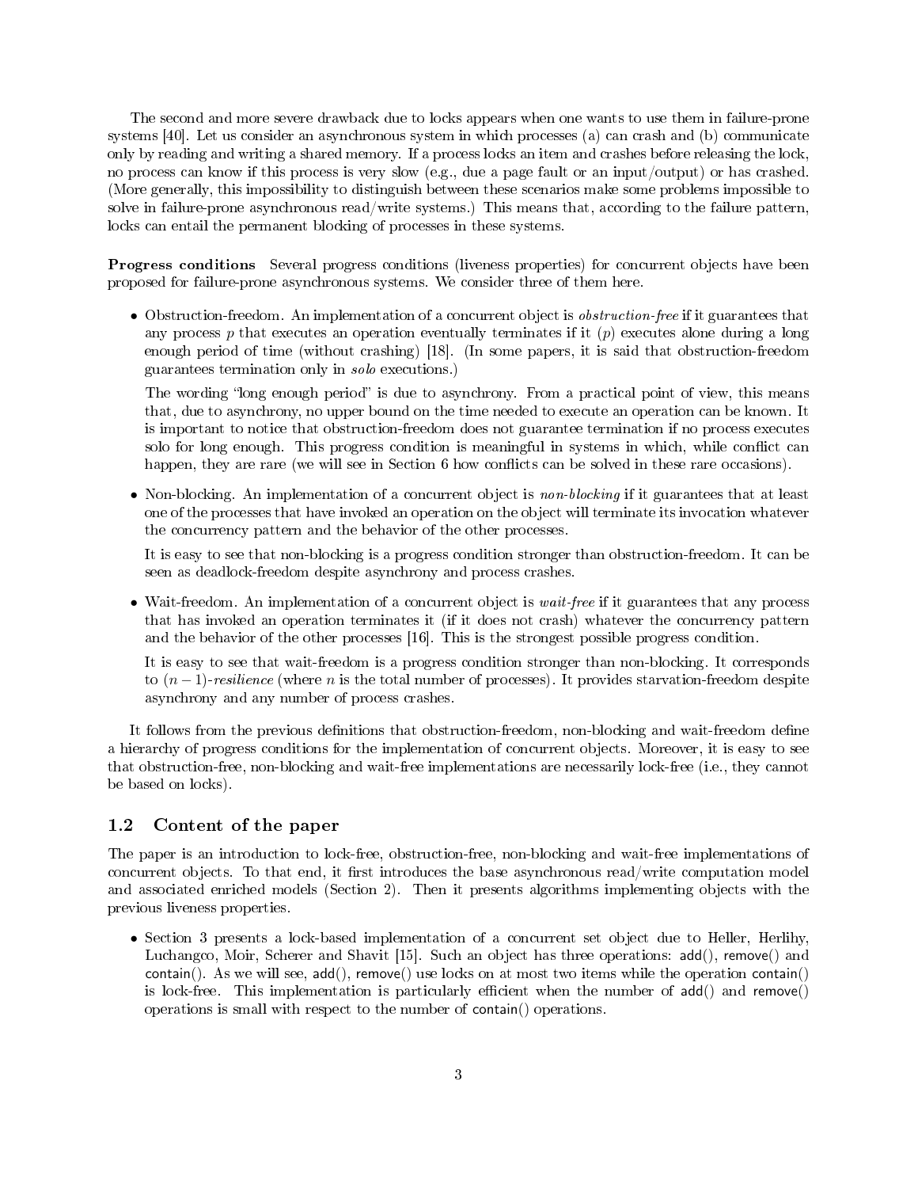The second and more severe drawback due to locks appears when one wants to use them in failure-prone systems [40]. Let us consider an asynchronous system in which processes (a) can crash and (b) communicate only by reading and writing a shared memory. If a process locks an item and crashes before releasing the lock, no process can know if this process is very slow (e.g., due a page fault or an input/output) or has crashed. (More generally, this impossibility to distinguish between these scenarios make some problems impossible to solve in failure-prone asynchronous read/write systems.) This means that, according to the failure pattern, locks can entail the permanent blocking of processes in these systems.

**Progress conditions** Several progress conditions (liveness properties) for concurrent objects have been proposed for failure-prone asynchronous systems. We consider three of them here.

- Obstruction-freedom. An implementation of a concurrent object is *obstruction-free* if it guarantees that any process $p$ that executes an operation eventually terminates if it ($p$) executes alone during a long enough period of time (without crashing) [18]. (In some papers, it is said that obstruction-freedom guarantees termination only in *solo* executions.)

  The wording "long enough period" is due to asynchrony. From a practical point of view, this means that, due to asynchrony, no upper bound on the time needed to execute an operation can be known. It is important to notice that obstruction-freedom does not guarantee termination if no process executes solo for long enough. This progress condition is meaningful in systems in which, while conflict can happen, they are rare (we will see in Section 6 how conflicts can be solved in these rare occasions).

- Non-blocking. An implementation of a concurrent object is *non-blocking* if it guarantees that at least one of the processes that have invoked an operation on the object will terminate its invocation whatever the concurrency pattern and the behavior of the other processes.

  It is easy to see that non-blocking is a progress condition stronger than obstruction-freedom. It can be seen as deadlock-freedom despite asynchrony and process crashes.

- Wait-freedom. An implementation of a concurrent object is *wait-free* if it guarantees that any process that has invoked an operation terminates it (if it does not crash) whatever the concurrency pattern and the behavior of the other processes [16]. This is the strongest possible progress condition.

  It is easy to see that wait-freedom is a progress condition stronger than non-blocking. It corresponds to $(n-1)$-*resilience* (where $n$ is the total number of processes). It provides starvation-freedom despite asynchrony and any number of process crashes.

It follows from the previous definitions that obstruction-freedom, non-blocking and wait-freedom define a hierarchy of progress conditions for the implementation of concurrent objects. Moreover, it is easy to see that obstruction-free, non-blocking and wait-free implementations are necessarily lock-free (i.e., they cannot be based on locks).

## 1.2 Content of the paper

The paper is an introduction to lock-free, obstruction-free, non-blocking and wait-free implementations of concurrent objects. To that end, it first introduces the base asynchronous read/write computation model and associated enriched models (Section 2). Then it presents algorithms implementing objects with the previous liveness properties.

- Section 3 presents a lock-based implementation of a concurrent set object due to Heller, Herlihy, Luchangco, Moir, Scherer and Shavit [15]. Such an object has three operations: add(), remove() and contain(). As we will see, add(), remove() use locks on at most two items while the operation contain() is lock-free. This implementation is particularly efficient when the number of add() and remove() operations is small with respect to the number of contain() operations.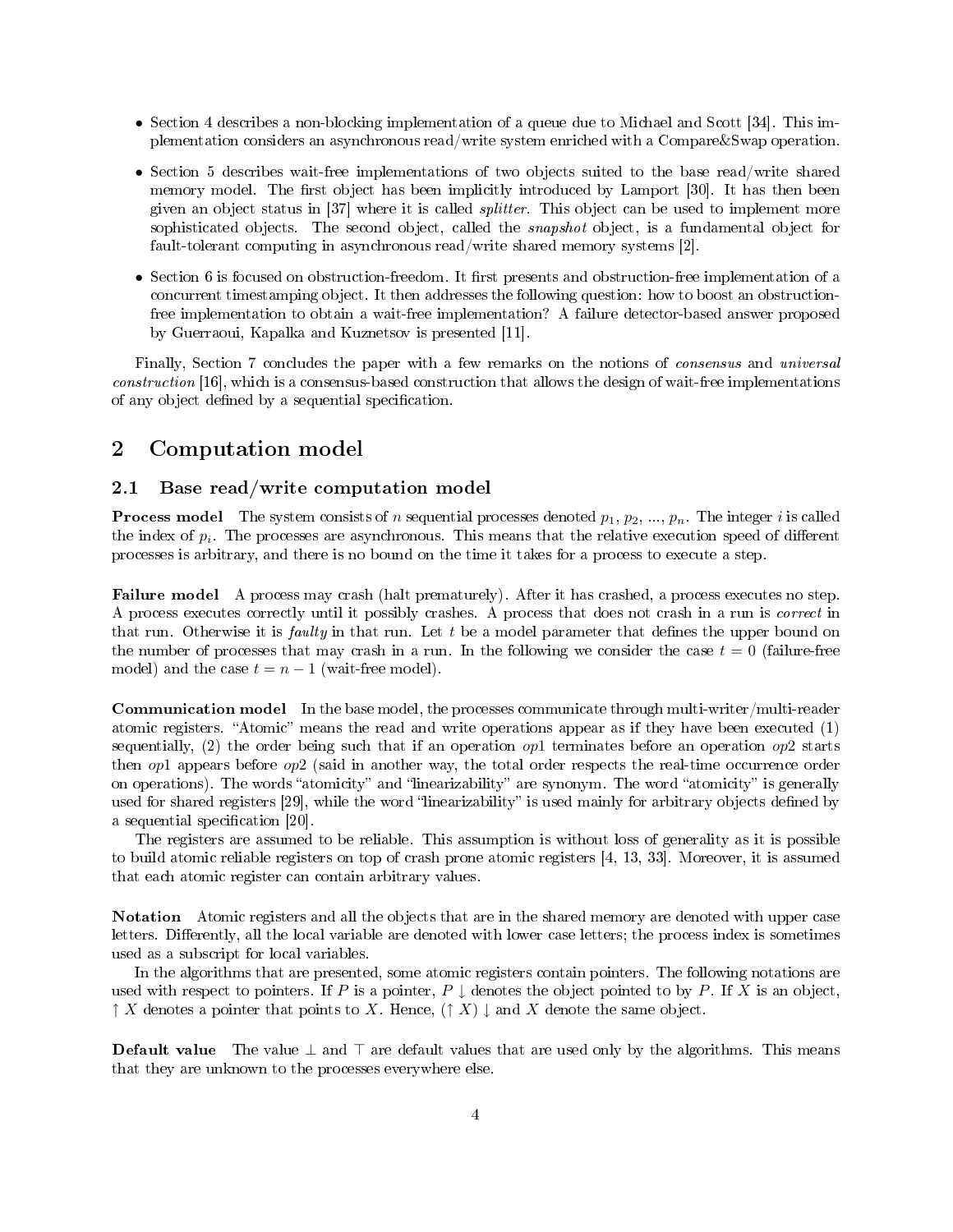- Section 4 describes a non-blocking implementation of a queue due to Michael and Scott [34]. This implementation considers an asynchronous read/write system enriched with a Compare&Swap operation.
- Section 5 describes wait-free implementations of two objects suited to the base read/write shared memory model. The first object has been implicitly introduced by Lamport [30]. It has then been given an object status in [37] where it is called *splitter*. This object can be used to implement more sophisticated objects. The second object, called the *snapshot* object, is a fundamental object for fault-tolerant computing in asynchronous read/write shared memory systems [2].
- Section 6 is focused on obstruction-freedom. It first presents and obstruction-free implementation of a concurrent timestamping object. It then addresses the following question: how to boost an obstruction-free implementation to obtain a wait-free implementation? A failure detector-based answer proposed by Guerraoui, Kapalka and Kuznetsov is presented [11].

Finally, Section 7 concludes the paper with a few remarks on the notions of *consensus* and *universal construction* [16], which is a consensus-based construction that allows the design of wait-free implementations of any object defined by a sequential specification.

## 2 Computation model

### 2.1 Base read/write computation model

**Process model** The system consists of $n$ sequential processes denoted $p_1$, $p_2$, ..., $p_n$. The integer $i$ is called the index of $p_i$. The processes are asynchronous. This means that the relative execution speed of different processes is arbitrary, and there is no bound on the time it takes for a process to execute a step.

**Failure model** A process may crash (halt prematurely). After it has crashed, a process executes no step. A process executes correctly until it possibly crashes. A process that does not crash in a run is *correct* in that run. Otherwise it is *faulty* in that run. Let $t$ be a model parameter that defines the upper bound on the number of processes that may crash in a run. In the following we consider the case $t = 0$ (failure-free model) and the case $t = n - 1$ (wait-free model).

**Communication model** In the base model, the processes communicate through multi-writer/multi-reader atomic registers. "Atomic" means the read and write operations appear as if they have been executed (1) sequentially, (2) the order being such that if an operation $op1$ terminates before an operation $op2$ starts then $op1$ appears before $op2$ (said in another way, the total order respects the real-time occurrence order on operations). The words "atomicity" and "linearizability" are synonym. The word "atomicity" is generally used for shared registers [29], while the word "linearizability" is used mainly for arbitrary objects defined by a sequential specification [20].

The registers are assumed to be reliable. This assumption is without loss of generality as it is possible to build atomic reliable registers on top of crash prone atomic registers [4, 13, 33]. Moreover, it is assumed that each atomic register can contain arbitrary values.

**Notation** Atomic registers and all the objects that are in the shared memory are denoted with upper case letters. Differently, all the local variable are denoted with lower case letters; the process index is sometimes used as a subscript for local variables.

In the algorithms that are presented, some atomic registers contain pointers. The following notations are used with respect to pointers. If $P$ is a pointer, $P \downarrow$ denotes the object pointed to by $P$. If $X$ is an object, $\uparrow X$ denotes a pointer that points to $X$. Hence, $(\uparrow X) \downarrow$ and $X$ denote the same object.

**Default value** The value $\perp$ and $\top$ are default values that are used only by the algorithms. This means that they are unknown to the processes everywhere else.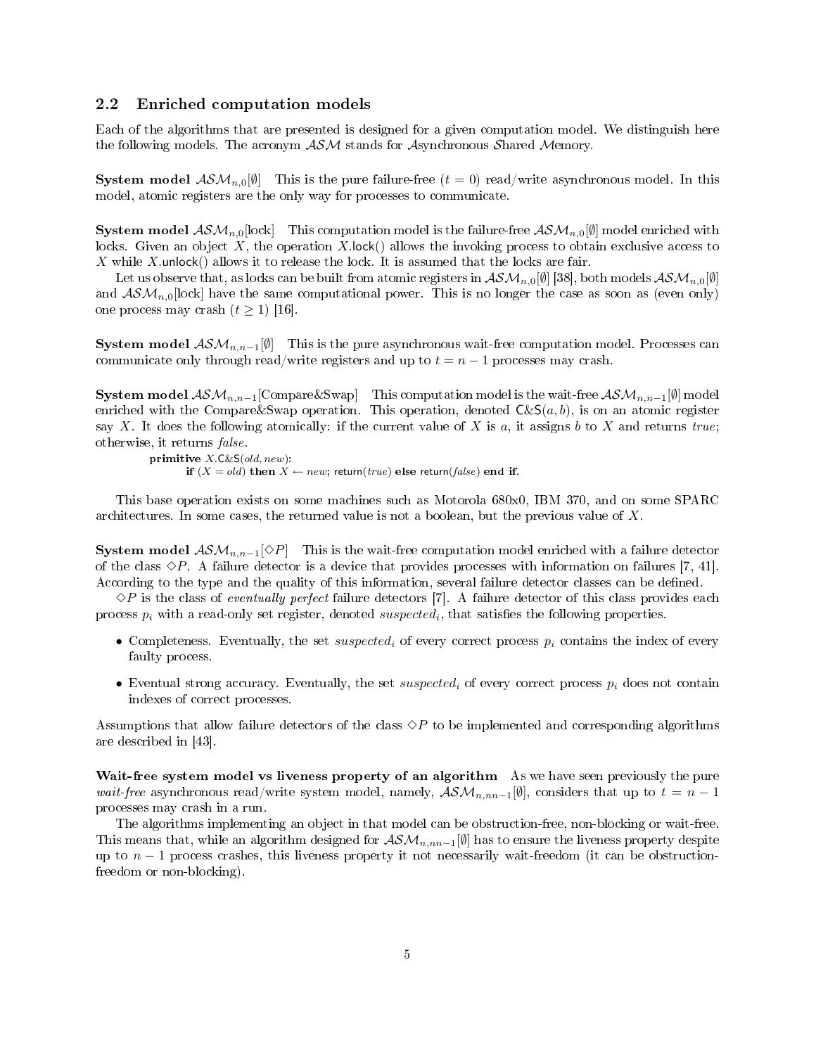## 2.2 Enriched computation models

Each of the algorithms that are presented is designed for a given computation model. We distinguish here the following models. The acronym $\mathcal{ASM}$ stands for $\mathcal{A}$synchronous $\mathcal{S}$hared $\mathcal{M}$emory.

**System model $\mathcal{ASM}_{n,0}[\emptyset]$** This is the pure failure-free ($t = 0$) read/write asynchronous model. In this model, atomic registers are the only way for processes to communicate.

**System model $\mathcal{ASM}_{n,0}[\text{lock}]$** This computation model is the failure-free $\mathcal{ASM}_{n,0}[\emptyset]$ model enriched with locks. Given an object $X$, the operation $X.\mathsf{lock}()$ allows the invoking process to obtain exclusive access to $X$ while $X.\mathsf{unlock}()$ allows it to release the lock. It is assumed that the locks are fair.

Let us observe that, as locks can be built from atomic registers in $\mathcal{ASM}_{n,0}[\emptyset]$ [38], both models $\mathcal{ASM}_{n,0}[\emptyset]$ and $\mathcal{ASM}_{n,0}[\text{lock}]$ have the same computational power. This is no longer the case as soon as (even only) one process may crash ($t \geq 1$) [16].

**System model $\mathcal{ASM}_{n,n-1}[\emptyset]$** This is the pure asynchronous wait-free computation model. Processes can communicate only through read/write registers and up to $t = n - 1$ processes may crash.

**System model $\mathcal{ASM}_{n,n-1}[\text{Compare\&Swap}]$** This computation model is the wait-free $\mathcal{ASM}_{n,n-1}[\emptyset]$ model enriched with the Compare&Swap operation. This operation, denoted $\mathsf{C\&S}(a, b)$, is on an atomic register say $X$. It does the following atomically: if the current value of $X$ is $a$, it assigns $b$ to $X$ and returns *true*; otherwise, it returns *false*.

```
primitive X.C&S(old, new):
    if (X = old) then X ← new; return(true) else return(false) end if.
```

This base operation exists on some machines such as Motorola 680x0, IBM 370, and on some SPARC architectures. In some cases, the returned value is not a boolean, but the previous value of $X$.

**System model $\mathcal{ASM}_{n,n-1}[\diamond P]$** This is the wait-free computation model enriched with a failure detector of the class $\diamond P$. A failure detector is a device that provides processes with information on failures [7, 41]. According to the type and the quality of this information, several failure detector classes can be defined.

$\diamond P$ is the class of *eventually perfect* failure detectors [7]. A failure detector of this class provides each process $p_i$ with a read-only set register, denoted $suspected_i$, that satisfies the following properties.

- Completeness. Eventually, the set $suspected_i$ of every correct process $p_i$ contains the index of every faulty process.
- Eventual strong accuracy. Eventually, the set $suspected_i$ of every correct process $p_i$ does not contain indexes of correct processes.

Assumptions that allow failure detectors of the class $\diamond P$ to be implemented and corresponding algorithms are described in [43].

**Wait-free system model vs liveness property of an algorithm** As we have seen previously the pure *wait-free* asynchronous read/write system model, namely, $\mathcal{ASM}_{n,nn-1}[\emptyset]$, considers that up to $t = n - 1$ processes may crash in a run.

The algorithms implementing an object in that model can be obstruction-free, non-blocking or wait-free. This means that, while an algorithm designed for $\mathcal{ASM}_{n,nn-1}[\emptyset]$ has to ensure the liveness property despite up to $n - 1$ process crashes, this liveness property it not necessarily wait-freedom (it can be obstruction-freedom or non-blocking).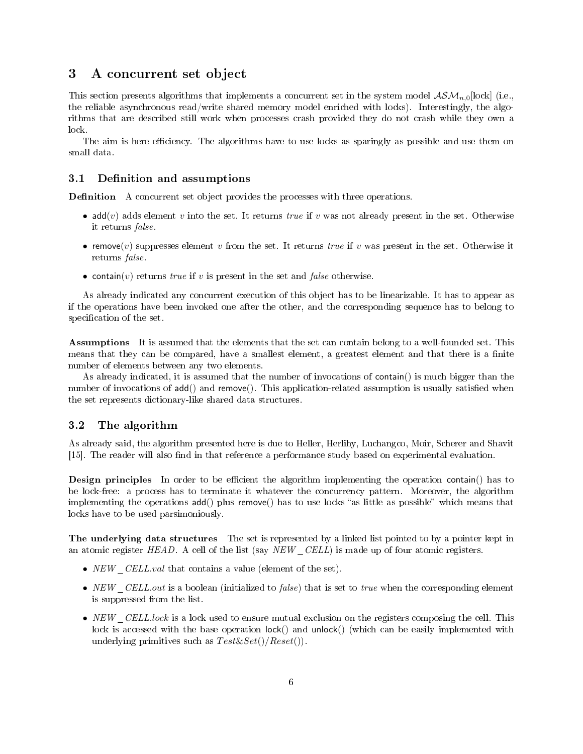## 3 A concurrent set object

This section presents algorithms that implements a concurrent set in the system model $\mathcal{ASM}_{n,0}$[lock] (i.e., the reliable asynchronous read/write shared memory model enriched with locks). Interestingly, the algorithms that are described still work when processes crash provided they do not crash while they own a lock.

The aim is here efficiency. The algorithms have to use locks as sparingly as possible and use them on small data.

### 3.1 Definition and assumptions

**Definition** A concurrent set object provides the processes with three operations.

- add($v$) adds element $v$ into the set. It returns *true* if $v$ was not already present in the set. Otherwise it returns *false*.
- remove($v$) suppresses element $v$ from the set. It returns *true* if $v$ was present in the set. Otherwise it returns *false*.
- contain($v$) returns *true* if $v$ is present in the set and *false* otherwise.

As already indicated any concurrent execution of this object has to be linearizable. It has to appear as if the operations have been invoked one after the other, and the corresponding sequence has to belong to specification of the set.

**Assumptions** It is assumed that the elements that the set can contain belong to a well-founded set. This means that they can be compared, have a smallest element, a greatest element and that there is a finite number of elements between any two elements.

As already indicated, it is assumed that the number of invocations of contain() is much bigger than the number of invocations of add() and remove(). This application-related assumption is usually satisfied when the set represents dictionary-like shared data structures.

### 3.2 The algorithm

As already said, the algorithm presented here is due to Heller, Herlihy, Luchangco, Moir, Scherer and Shavit [15]. The reader will also find in that reference a performance study based on experimental evaluation.

**Design principles** In order to be efficient the algorithm implementing the operation contain() has to be lock-free: a process has to terminate it whatever the concurrency pattern. Moreover, the algorithm implementing the operations add() plus remove() has to use locks "as little as possible" which means that locks have to be used parsimoniously.

**The underlying data structures** The set is represented by a linked list pointed to by a pointer kept in an atomic register *HEAD*. A cell of the list (say *NEW_CELL*) is made up of four atomic registers.

- *NEW_CELL.val* that contains a value (element of the set).
- *NEW_CELL.out* is a boolean (initialized to *false*) that is set to *true* when the corresponding element is suppressed from the list.
- *NEW_CELL.lock* is a lock used to ensure mutual exclusion on the registers composing the cell. This lock is accessed with the base operation lock() and unlock() (which can be easily implemented with underlying primitives such as $Test\&Set()/Reset()$).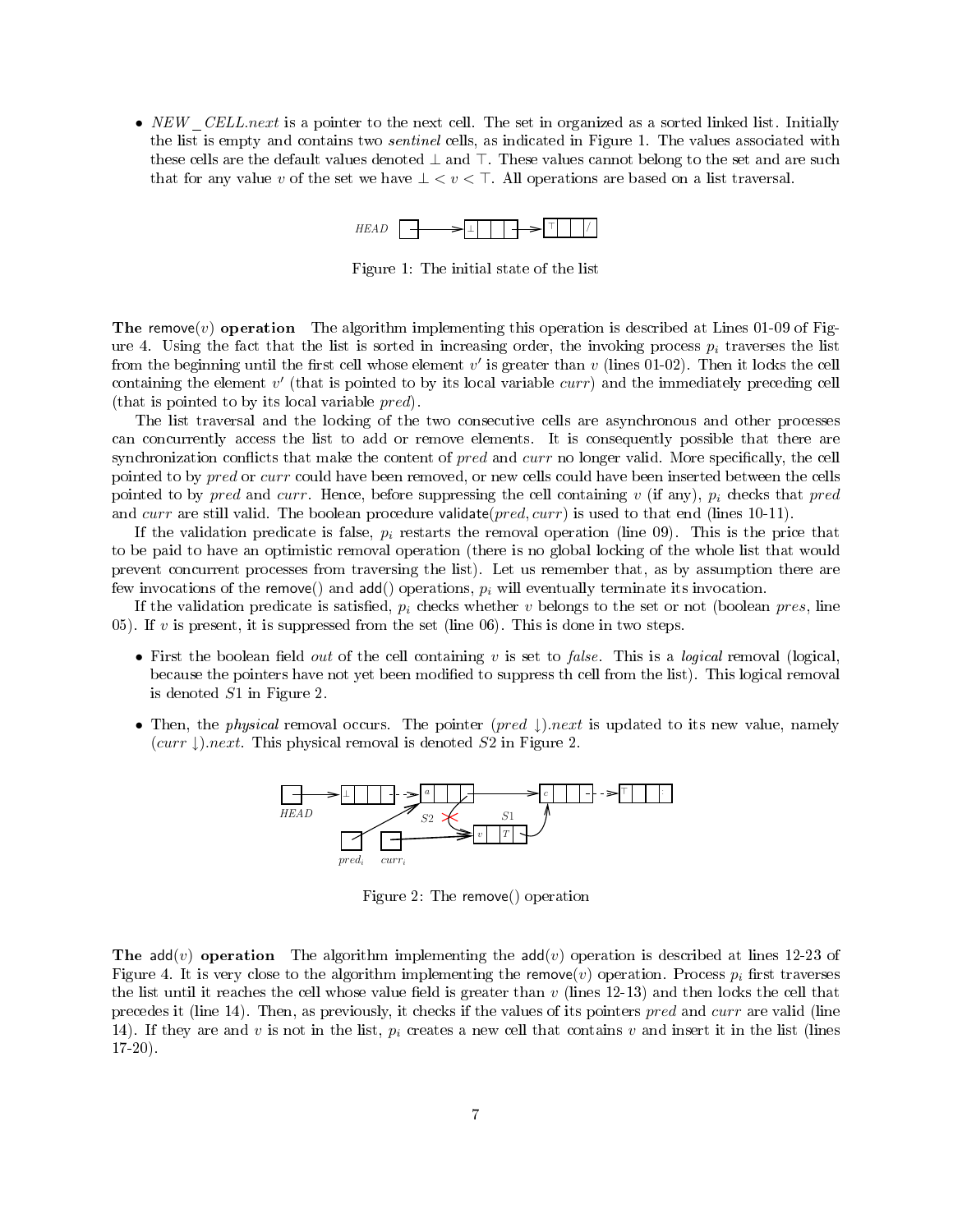- $NEW\_CELL.next$ is a pointer to the next cell. The set in organized as a sorted linked list. Initially the list is empty and contains two *sentinel* cells, as indicated in Figure 1. The values associated with these cells are the default values denoted $\bot$ and $\top$. These values cannot belong to the set and are such that for any value $v$ of the set we have $\bot < v < \top$. All operations are based on a list traversal.

Figure 1: The initial state of the list

**The** remove($v$) **operation** The algorithm implementing this operation is described at Lines 01-09 of Figure 4. Using the fact that the list is sorted in increasing order, the invoking process $p_i$ traverses the list from the beginning until the first cell whose element $v'$ is greater than $v$ (lines 01-02). Then it locks the cell containing the element $v'$ (that is pointed to by its local variable $curr$) and the immediately preceding cell (that is pointed to by its local variable $pred$).

The list traversal and the locking of the two consecutive cells are asynchronous and other processes can concurrently access the list to add or remove elements. It is consequently possible that there are synchronization conflicts that make the content of $pred$ and $curr$ no longer valid. More specifically, the cell pointed to by $pred$ or $curr$ could have been removed, or new cells could have been inserted between the cells pointed to by $pred$ and $curr$. Hence, before suppressing the cell containing $v$ (if any), $p_i$ checks that $pred$ and $curr$ are still valid. The boolean procedure validate($pred, curr$) is used to that end (lines 10-11).

If the validation predicate is false, $p_i$ restarts the removal operation (line 09). This is the price that to be paid to have an optimistic removal operation (there is no global locking of the whole list that would prevent concurrent processes from traversing the list). Let us remember that, as by assumption there are few invocations of the remove() and add() operations, $p_i$ will eventually terminate its invocation.

If the validation predicate is satisfied, $p_i$ checks whether $v$ belongs to the set or not (boolean $pres$, line 05). If $v$ is present, it is suppressed from the set (line 06). This is done in two steps.

- First the boolean field $out$ of the cell containing $v$ is set to $false$. This is a *logical* removal (logical, because the pointers have not yet been modified to suppress th cell from the list). This logical removal is denoted $S1$ in Figure 2.
- Then, the *physical* removal occurs. The pointer $(pred \downarrow).next$ is updated to its new value, namely $(curr \downarrow).next$. This physical removal is denoted $S2$ in Figure 2.

Figure 2: The remove() operation

**The** add($v$) **operation** The algorithm implementing the add($v$) operation is described at lines 12-23 of Figure 4. It is very close to the algorithm implementing the remove($v$) operation. Process $p_i$ first traverses the list until it reaches the cell whose value field is greater than $v$ (lines 12-13) and then locks the cell that precedes it (line 14). Then, as previously, it checks if the values of its pointers $pred$ and $curr$ are valid (line 14). If they are and $v$ is not in the list, $p_i$ creates a new cell that contains $v$ and insert it in the list (lines 17-20).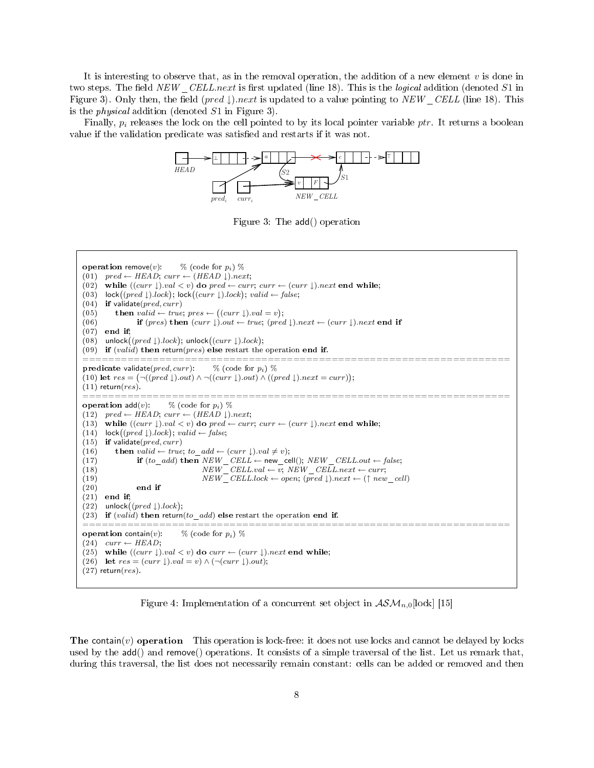It is interesting to observe that, as in the removal operation, the addition of a new element $v$ is done in two steps. The field $NEW\_CELL.next$ is first updated (line 18). This is the *logical* addition (denoted $S1$ in Figure 3). Only then, the field $(pred \downarrow).next$ is updated to a value pointing to $NEW\_CELL$ (line 18). This is the *physical* addition (denoted $S1$ in Figure 3).

Finally, $p_i$ releases the lock on the cell pointed to by its local pointer variable $ptr$. It returns a boolean value if the validation predicate was satisfied and restarts if it was not.

Figure 3: The add() operation

```
operation remove(v):        % (code for p_i) %
(01)  pred ← HEAD; curr ← (HEAD ↓).next;
(02)  while ((curr ↓).val < v) do pred ← curr; curr ← (curr ↓).next end while;
(03)  lock((pred ↓).lock); lock((curr ↓).lock); valid ← false;
(04)  if validate(pred, curr)
(05)     then valid ← true; pres ← ((curr ↓).val = v);
(06)          if (pres) then (curr ↓).out ← true; (pred ↓).next ← (curr ↓).next end if
(07)  end if;
(08)  unlock((pred ↓).lock); unlock((curr ↓).lock);
(09)  if (valid) then return(pres) else restart the operation end if.
=====================================================================
predicate validate(pred, curr):        % (code for p_i) %
(10) let res = (¬((pred ↓).out) ∧ ¬((curr ↓).out) ∧ ((pred ↓).next = curr));
(11) return(res).
=====================================================================
operation add(v):        % (code for p_i) %
(12)  pred ← HEAD; curr ← (HEAD ↓).next;
(13)  while ((curr ↓).val < v) do pred ← curr; curr ← (curr ↓).next end while;
(14)  lock((pred ↓).lock); valid ← false;
(15)  if validate(pred, curr)
(16)     then valid ← true; to_add ← (curr ↓).val ≠ v);
(17)          if (to_add) then NEW_CELL ← new_cell(); NEW_CELL.out ← false;
(18)                           NEW_CELL.val ← v; NEW_CELL.next ← curr;
(19)                           NEW_CELL.lock ← open; (pred ↓).next ← (↑ new_cell)
(20)          end if
(21)  end if;
(22)  unlock((pred ↓).lock);
(23)  if (valid) then return(to_add) else restart the operation end if.
=====================================================================
operation contain(v):        % (code for p_i) %
(24)  curr ← HEAD;
(25)  while ((curr ↓).val < v) do curr ← (curr ↓).next end while;
(26)  let res = (curr ↓).val = v) ∧ (¬(curr ↓).out);
(27) return(res).
```

Figure 4: Implementation of a concurrent set object in $\mathcal{ASM}_{n,0}$[lock] [15]

**The** contain($v$) **operation** This operation is lock-free: it does not use locks and cannot be delayed by locks used by the add() and remove() operations. It consists of a simple traversal of the list. Let us remark that, during this traversal, the list does not necessarily remain constant: cells can be added or removed and then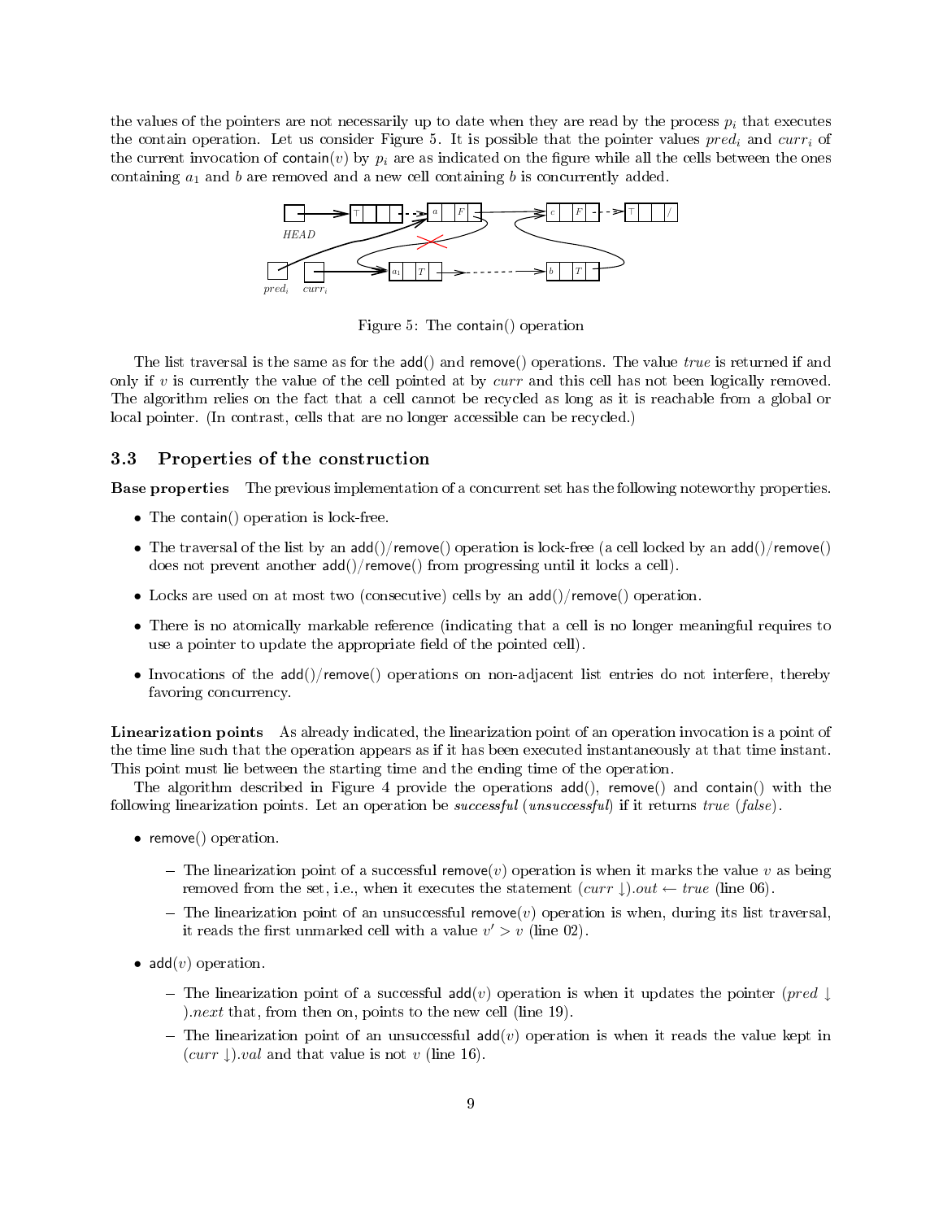the values of the pointers are not necessarily up to date when they are read by the process $p_i$ that executes the contain operation. Let us consider Figure 5. It is possible that the pointer values $pred_i$ and $curr_i$ of the current invocation of contain($v$) by $p_i$ are as indicated on the figure while all the cells between the ones containing $a_1$ and $b$ are removed and a new cell containing $b$ is concurrently added.

HEAD

$\top$

$a$ $F$

$c$ $F$

$\top$ /

$pred_i$ $curr_i$

$a_1$ $T$

$b$ $T$

Figure 5: The contain() operation

The list traversal is the same as for the add() and remove() operations. The value *true* is returned if and only if $v$ is currently the value of the cell pointed at by *curr* and this cell has not been logically removed. The algorithm relies on the fact that a cell cannot be recycled as long as it is reachable from a global or local pointer. (In contrast, cells that are no longer accessible can be recycled.)

### 3.3 Properties of the construction

**Base properties** The previous implementation of a concurrent set has the following noteworthy properties.

- The contain() operation is lock-free.
- The traversal of the list by an add()/remove() operation is lock-free (a cell locked by an add()/remove() does not prevent another add()/remove() from progressing until it locks a cell).
- Locks are used on at most two (consecutive) cells by an add()/remove() operation.
- There is no atomically markable reference (indicating that a cell is no longer meaningful requires to use a pointer to update the appropriate field of the pointed cell).
- Invocations of the add()/remove() operations on non-adjacent list entries do not interfere, thereby favoring concurrency.

**Linearization points** As already indicated, the linearization point of an operation invocation is a point of the time line such that the operation appears as if it has been executed instantaneously at that time instant. This point must lie between the starting time and the ending time of the operation.

The algorithm described in Figure 4 provide the operations add(), remove() and contain() with the following linearization points. Let an operation be *successful* (*unsuccessful*) if it returns *true* (*false*).

- remove() operation.
  - The linearization point of a successful remove($v$) operation is when it marks the value $v$ as being removed from the set, i.e., when it executes the statement $(curr \downarrow).out \leftarrow true$ (line 06).
  - The linearization point of an unsuccessful remove($v$) operation is when, during its list traversal, it reads the first unmarked cell with a value $v' > v$ (line 02).
- add($v$) operation.
  - The linearization point of a successful add($v$) operation is when it updates the pointer $(pred \downarrow).next$ that, from then on, points to the new cell (line 19).
  - The linearization point of an unsuccessful add($v$) operation is when it reads the value kept in $(curr \downarrow).val$ and that value is not $v$ (line 16).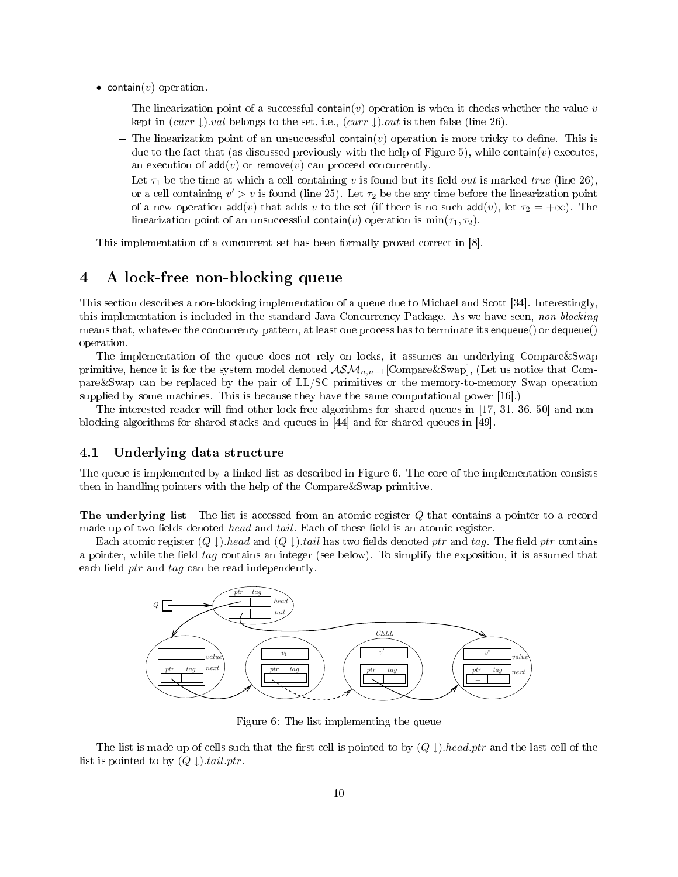- contain($v$) operation.
  - The linearization point of a successful contain($v$) operation is when it checks whether the value $v$ kept in $(curr \downarrow).val$ belongs to the set, i.e., $(curr \downarrow).out$ is then false (line 26).
  - The linearization point of an unsuccessful contain($v$) operation is more tricky to define. This is due to the fact that (as discussed previously with the help of Figure 5), while contain($v$) executes, an execution of add($v$) or remove($v$) can proceed concurrently.

    Let $\tau_1$ be the time at which a cell containing $v$ is found but its field *out* is marked *true* (line 26), or a cell containing $v' > v$ is found (line 25). Let $\tau_2$ be the any time before the linearization point of a new operation add($v$) that adds $v$ to the set (if there is no such add($v$), let $\tau_2 = +\infty$). The linearization point of an unsuccessful contain($v$) operation is $\min(\tau_1, \tau_2)$.

This implementation of a concurrent set has been formally proved correct in [8].

# 4 A lock-free non-blocking queue

This section describes a non-blocking implementation of a queue due to Michael and Scott [34]. Interestingly, this implementation is included in the standard Java Concurrency Package. As we have seen, *non-blocking* means that, whatever the concurrency pattern, at least one process has to terminate its enqueue() or dequeue() operation.

The implementation of the queue does not rely on locks, it assumes an underlying Compare&Swap primitive, hence it is for the system model denoted $\mathcal{ASM}_{n,n-1}$[Compare&Swap], (Let us notice that Compare&Swap can be replaced by the pair of LL/SC primitives or the memory-to-memory Swap operation supplied by some machines. This is because they have the same computational power [16].)

The interested reader will find other lock-free algorithms for shared queues in [17, 31, 36, 50] and non-blocking algorithms for shared stacks and queues in [44] and for shared queues in [49].

## 4.1 Underlying data structure

The queue is implemented by a linked list as described in Figure 6. The core of the implementation consists then in handling pointers with the help of the Compare&Swap primitive.

**The underlying list** The list is accessed from an atomic register $Q$ that contains a pointer to a record made up of two fields denoted *head* and *tail*. Each of these field is an atomic register.

Each atomic register $(Q \downarrow).head$ and $(Q \downarrow).tail$ has two fields denoted *ptr* and *tag*. The field *ptr* contains a pointer, while the field *tag* contains an integer (see below). To simplify the exposition, it is assumed that each field *ptr* and *tag* can be read independently.

Figure 6: The list implementing the queue

The list is made up of cells such that the first cell is pointed to by $(Q \downarrow).head.ptr$ and the last cell of the list is pointed to by $(Q \downarrow).tail.ptr$.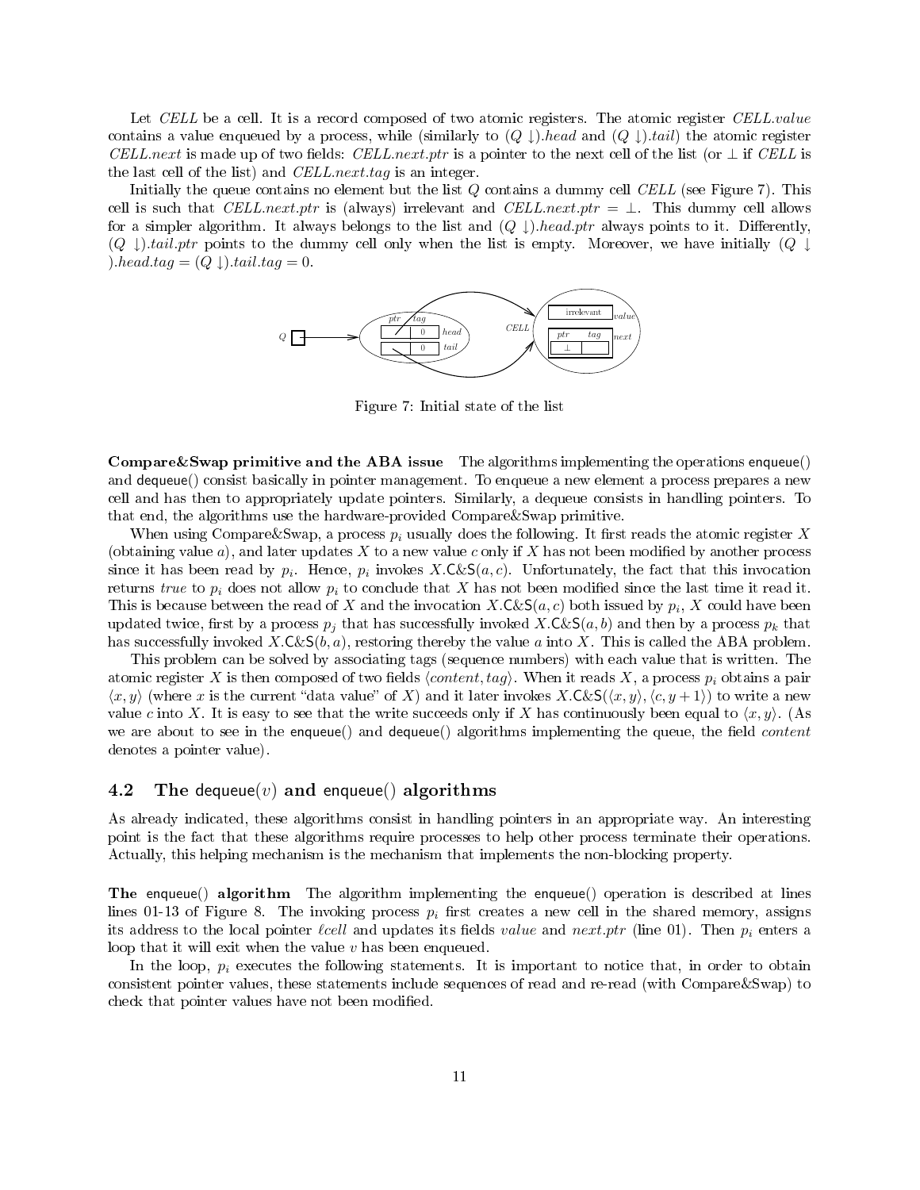Let *CELL* be a cell. It is a record composed of two atomic registers. The atomic register *CELL.value* contains a value enqueued by a process, while (similarly to $(Q \downarrow).head$ and $(Q \downarrow).tail$) the atomic register *CELL.next* is made up of two fields: *CELL.next.ptr* is a pointer to the next cell of the list (or $\perp$ if *CELL* is the last cell of the list) and *CELL.next.tag* is an integer.

Initially the queue contains no element but the list $Q$ contains a dummy cell *CELL* (see Figure 7). This cell is such that *CELL.next.ptr* is (always) irrelevant and $CELL.next.ptr = \perp$. This dummy cell allows for a simpler algorithm. It always belongs to the list and $(Q \downarrow).head.ptr$ always points to it. Differently, $(Q \downarrow).tail.ptr$ points to the dummy cell only when the list is empty. Moreover, we have initially $(Q \downarrow).head.tag = (Q \downarrow).tail.tag = 0$.

Figure 7: Initial state of the list

**Compare&Swap primitive and the ABA issue** The algorithms implementing the operations enqueue() and dequeue() consist basically in pointer management. To enqueue a new element a process prepares a new cell and has then to appropriately update pointers. Similarly, a dequeue consists in handling pointers. To that end, the algorithms use the hardware-provided Compare&Swap primitive.

When using Compare&Swap, a process $p_i$ usually does the following. It first reads the atomic register $X$ (obtaining value $a$), and later updates $X$ to a new value $c$ only if $X$ has not been modified by another process since it has been read by $p_i$. Hence, $p_i$ invokes $X.\mathsf{C\&S}(a, c)$. Unfortunately, the fact that this invocation returns *true* to $p_i$ does not allow $p_i$ to conclude that $X$ has not been modified since the last time it read it. This is because between the read of $X$ and the invocation $X.\mathsf{C\&S}(a, c)$ both issued by $p_i$, $X$ could have been updated twice, first by a process $p_j$ that has successfully invoked $X.\mathsf{C\&S}(a, b)$ and then by a process $p_k$ that has successfully invoked $X.\mathsf{C\&S}(b, a)$, restoring thereby the value $a$ into $X$. This is called the ABA problem.

This problem can be solved by associating tags (sequence numbers) with each value that is written. The atomic register $X$ is then composed of two fields $\langle content, tag\rangle$. When it reads $X$, a process $p_i$ obtains a pair $\langle x, y\rangle$ (where $x$ is the current "data value" of $X$) and it later invokes $X.\mathsf{C\&S}(\langle x, y\rangle, \langle c, y+1\rangle)$ to write a new value $c$ into $X$. It is easy to see that the write succeeds only if $X$ has continuously been equal to $\langle x, y\rangle$. (As we are about to see in the enqueue() and dequeue() algorithms implementing the queue, the field *content* denotes a pointer value).

## 4.2 The dequeue($v$) and enqueue() algorithms

As already indicated, these algorithms consist in handling pointers in an appropriate way. An interesting point is the fact that these algorithms require processes to help other process terminate their operations. Actually, this helping mechanism is the mechanism that implements the non-blocking property.

**The enqueue() algorithm** The algorithm implementing the enqueue() operation is described at lines lines 01-13 of Figure 8. The invoking process $p_i$ first creates a new cell in the shared memory, assigns its address to the local pointer $\ell cell$ and updates its fields *value* and *next.ptr* (line 01). Then $p_i$ enters a loop that it will exit when the value $v$ has been enqueued.

In the loop, $p_i$ executes the following statements. It is important to notice that, in order to obtain consistent pointer values, these statements include sequences of read and re-read (with Compare&Swap) to check that pointer values have not been modified.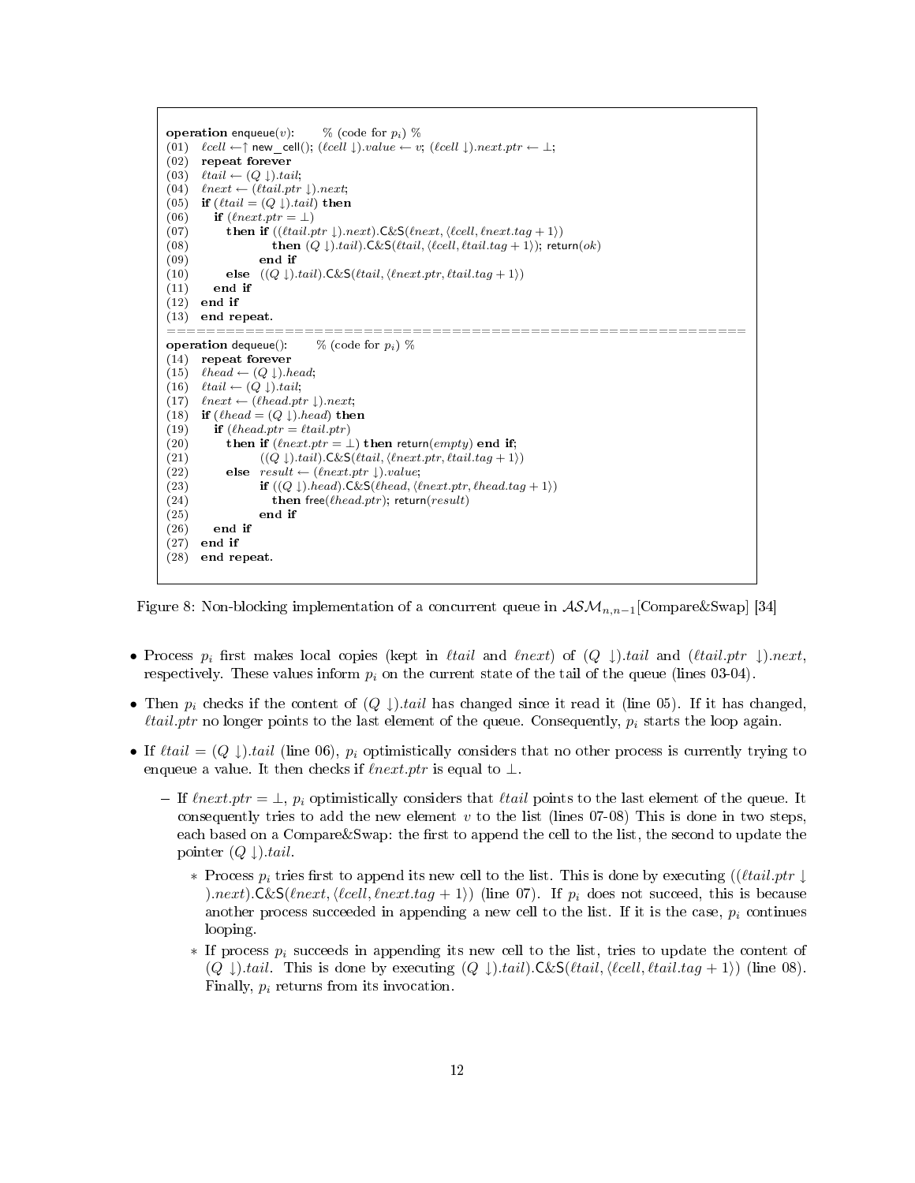```
operation enqueue(v):      % (code for p_i) %
(01)  ℓcell ←↑ new_cell(); (ℓcell ↓).value ← v; (ℓcell ↓).next.ptr ← ⊥;
(02)  repeat forever
(03)  ℓtail ← (Q ↓).tail;
(04)  ℓnext ← (ℓtail.ptr ↓).next;
(05)  if (ℓtail = (Q ↓).tail) then
(06)     if (ℓnext.ptr = ⊥)
(07)        then if ((ℓtail.ptr ↓).next).C&S(ℓnext, ⟨ℓcell, ℓnext.tag + 1⟩)
(08)                then (Q ↓).tail).C&S(ℓtail, ⟨ℓcell, ℓtail.tag + 1⟩); return(ok)
(09)             end if
(10)        else  ((Q ↓).tail).C&S(ℓtail, ⟨ℓnext.ptr, ℓtail.tag + 1⟩)
(11)     end if
(12)  end if
(13)  end repeat.
============================================================
operation dequeue():      % (code for p_i) %
(14)  repeat forever
(15)  ℓhead ← (Q ↓).head;
(16)  ℓtail ← (Q ↓).tail;
(17)  ℓnext ← (ℓhead.ptr ↓).next;
(18)  if (ℓhead = (Q ↓).head) then
(19)     if (ℓhead.ptr = ℓtail.ptr)
(20)        then if (ℓnext.ptr = ⊥) then return(empty) end if;
(21)             ((Q ↓).tail).C&S(ℓtail, ⟨ℓnext.ptr, ℓtail.tag + 1⟩)
(22)        else  result ← (ℓnext.ptr ↓).value;
(23)             if ((Q ↓).head).C&S(ℓhead, ⟨ℓnext.ptr, ℓhead.tag + 1⟩)
(24)                then free(ℓhead.ptr); return(result)
(25)             end if
(26)     end if
(27)  end if
(28)  end repeat.
```

Figure 8: Non-blocking implementation of a concurrent queue in $\mathcal{ASM}_{n,n-1}$[Compare&Swap] [34]

- Process $p_i$ first makes local copies (kept in $\ell tail$ and $\ell next$) of $(Q\downarrow).tail$ and $(\ell tail.ptr \downarrow).next$, respectively. These values inform $p_i$ on the current state of the tail of the queue (lines 03-04).
- Then $p_i$ checks if the content of $(Q\downarrow).tail$ has changed since it read it (line 05). If it has changed, $\ell tail.ptr$ no longer points to the last element of the queue. Consequently, $p_i$ starts the loop again.
- If $\ell tail = (Q\downarrow).tail$ (line 06), $p_i$ optimistically considers that no other process is currently trying to enqueue a value. It then checks if $\ell next.ptr$ is equal to $\bot$.
  - If $\ell next.ptr = \bot$, $p_i$ optimistically considers that $\ell tail$ points to the last element of the queue. It consequently tries to add the new element $v$ to the list (lines 07-08) This is done in two steps, each based on a Compare&Swap: the first to append the cell to the list, the second to update the pointer $(Q\downarrow).tail$.
    - Process $p_i$ tries first to append its new cell to the list. This is done by executing $((\ell tail.ptr \downarrow).next)$.C&S$(\ell next, \langle \ell cell, \ell next.tag+1\rangle)$ (line 07). If $p_i$ does not succeed, this is because another process succeeded in appending a new cell to the list. If it is the case, $p_i$ continues looping.
    - If process $p_i$ succeeds in appending its new cell to the list, tries to update the content of $(Q\downarrow).tail$. This is done by executing $(Q\downarrow).tail)$.C&S$(\ell tail, \langle \ell cell, \ell tail.tag+1\rangle)$ (line 08). Finally, $p_i$ returns from its invocation.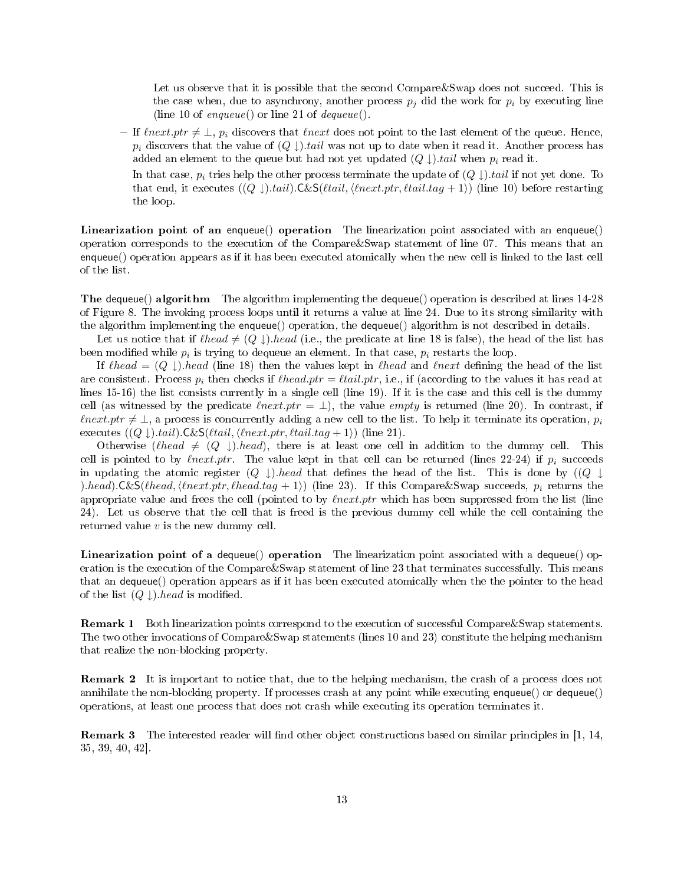Let us observe that it is possible that the second Compare&Swap does not succeed. This is the case when, due to asynchrony, another process $p_j$ did the work for $p_i$ by executing line (line 10 of *enqueue*() or line 21 of *dequeue*().

– If $\ell next.ptr \neq \bot$, $p_i$ discovers that $\ell next$ does not point to the last element of the queue. Hence, $p_i$ discovers that the value of $(Q \downarrow).tail$ was not up to date when it read it. Another process has added an element to the queue but had not yet updated $(Q \downarrow).tail$ when $p_i$ read it.

  In that case, $p_i$ tries help the other process terminate the update of $(Q \downarrow).tail$ if not yet done. To that end, it executes $((Q \downarrow).tail).\mathsf{C\&S}(\ell tail, \langle \ell next.ptr, \ell tail.tag + 1\rangle)$ (line 10) before restarting the loop.

**Linearization point of an enqueue() operation** The linearization point associated with an enqueue() operation corresponds to the execution of the Compare&Swap statement of line 07. This means that an enqueue() operation appears as if it has been executed atomically when the new cell is linked to the last cell of the list.

**The dequeue() algorithm** The algorithm implementing the dequeue() operation is described at lines 14-28 of Figure 8. The invoking process loops until it returns a value at line 24. Due to its strong similarity with the algorithm implementing the enqueue() operation, the dequeue() algorithm is not described in details.

Let us notice that if $\ell head \neq (Q \downarrow).head$ (i.e., the predicate at line 18 is false), the head of the list has been modified while $p_i$ is trying to dequeue an element. In that case, $p_i$ restarts the loop.

If $\ell head = (Q \downarrow).head$ (line 18) then the values kept in $\ell head$ and $\ell next$ defining the head of the list are consistent. Process $p_i$ then checks if $\ell head.ptr = \ell tail.ptr$, i.e., if (according to the values it has read at lines 15-16) the list consists currently in a single cell (line 19). If it is the case and this cell is the dummy cell (as witnessed by the predicate $\ell next.ptr = \bot$), the value *empty* is returned (line 20). In contrast, if $\ell next.ptr \neq \bot$, a process is concurrently adding a new cell to the list. To help it terminate its operation, $p_i$ executes $((Q \downarrow).tail).\mathsf{C\&S}(\ell tail, \langle \ell next.ptr, \ell tail.tag + 1\rangle)$ (line 21).

Otherwise ($\ell head \neq (Q \downarrow).head$), there is at least one cell in addition to the dummy cell. This cell is pointed to by $\ell next.ptr$. The value kept in that cell can be returned (lines 22-24) if $p_i$ succeeds in updating the atomic register $(Q \downarrow).head$ that defines the head of the list. This is done by $((Q \downarrow).head).\mathsf{C\&S}(\ell head, \langle \ell next.ptr, \ell head.tag + 1\rangle)$ (line 23). If this Compare&Swap succeeds, $p_i$ returns the appropriate value and frees the cell (pointed to by $\ell next.ptr$ which has been suppressed from the list (line 24). Let us observe that the cell that is freed is the previous dummy cell while the cell containing the returned value $v$ is the new dummy cell.

**Linearization point of a dequeue() operation** The linearization point associated with a dequeue() operation is the execution of the Compare&Swap statement of line 23 that terminates successfully. This means that an dequeue() operation appears as if it has been executed atomically when the the pointer to the head of the list $(Q \downarrow).head$ is modified.

**Remark 1** Both linearization points correspond to the execution of successful Compare&Swap statements. The two other invocations of Compare&Swap statements (lines 10 and 23) constitute the helping mechanism that realize the non-blocking property.

**Remark 2** It is important to notice that, due to the helping mechanism, the crash of a process does not annihilate the non-blocking property. If processes crash at any point while executing enqueue() or dequeue() operations, at least one process that does not crash while executing its operation terminates it.

**Remark 3** The interested reader will find other object constructions based on similar principles in [1, 14, 35, 39, 40, 42].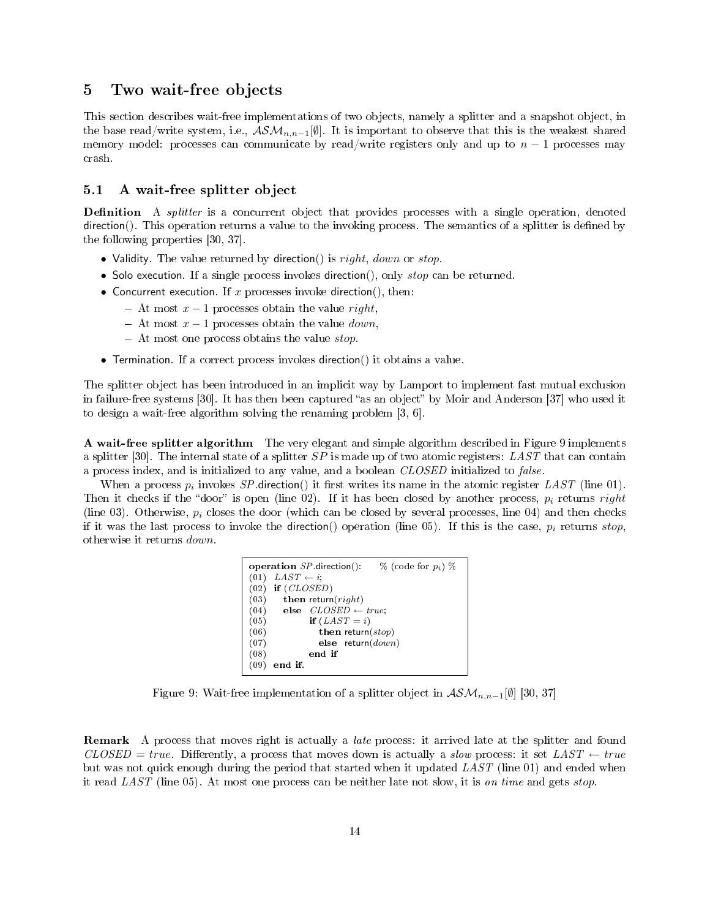# 5 Two wait-free objects

This section describes wait-free implementations of two objects, namely a splitter and a snapshot object, in the base read/write system, i.e., $\mathcal{ASM}_{n,n-1}[\emptyset]$. It is important to observe that this is the weakest shared memory model: processes can communicate by read/write registers only and up to $n-1$ processes may crash.

## 5.1 A wait-free splitter object

**Definition** A *splitter* is a concurrent object that provides processes with a single operation, denoted direction(). This operation returns a value to the invoking process. The semantics of a splitter is defined by the following properties [30, 37].

- Validity. The value returned by direction() is *right*, *down* or *stop*.
- Solo execution. If a single process invokes direction(), only *stop* can be returned.
- Concurrent execution. If $x$ processes invoke direction(), then:
  - At most $x-1$ processes obtain the value *right*,
  - At most $x-1$ processes obtain the value *down*,
  - At most one process obtains the value *stop*.
- Termination. If a correct process invokes direction() it obtains a value.

The splitter object has been introduced in an implicit way by Lamport to implement fast mutual exclusion in failure-free systems [30]. It has then been captured "as an object" by Moir and Anderson [37] who used it to design a wait-free algorithm solving the renaming problem [3, 6].

**A wait-free splitter algorithm** The very elegant and simple algorithm described in Figure 9 implements a splitter [30]. The internal state of a splitter $SP$ is made up of two atomic registers: $LAST$ that can contain a process index, and is initialized to any value, and a boolean $CLOSED$ initialized to *false*.

When a process $p_i$ invokes $SP$.direction() it first writes its name in the atomic register $LAST$ (line 01). Then it checks if the "door" is open (line 02). If it has been closed by another process, $p_i$ returns *right* (line 03). Otherwise, $p_i$ closes the door (which can be closed by several processes, line 04) and then checks if it was the last process to invoke the direction() operation (line 05). If this is the case, $p_i$ returns *stop*, otherwise it returns *down*.

```
operation SP.direction():        % (code for p_i) %
(01) LAST ← i;
(02) if (CLOSED)
(03)    then return(right)
(04)    else CLOSED ← true;
(05)         if (LAST = i)
(06)            then return(stop)
(07)            else return(down)
(08)         end if
(09) end if.
```

Figure 9: Wait-free implementation of a splitter object in $\mathcal{ASM}_{n,n-1}[\emptyset]$ [30, 37]

**Remark** A process that moves right is actually a *late* process: it arrived late at the splitter and found $CLOSED = true$. Differently, a process that moves down is actually a *slow* process: it set $LAST \leftarrow true$ but was not quick enough during the period that started when it updated $LAST$ (line 01) and ended when it read $LAST$ (line 05). At most one process can be neither late not slow, it is *on time* and gets *stop*.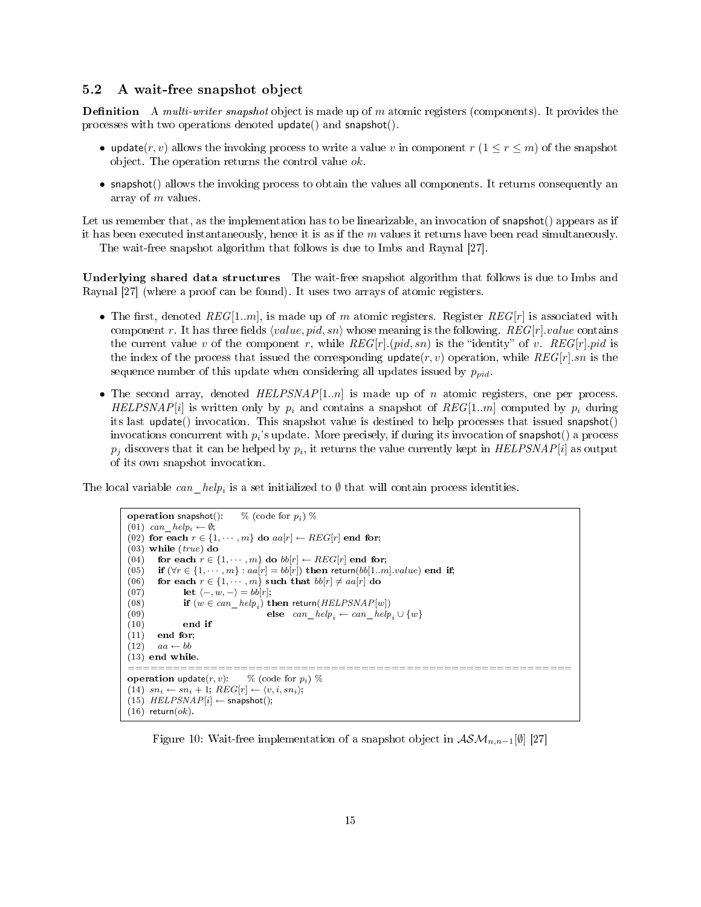### 5.2 A wait-free snapshot object

**Definition** A *multi-writer snapshot* object is made up of $m$ atomic registers (components). It provides the processes with two operations denoted update() and snapshot().

- update($r, v$) allows the invoking process to write a value $v$ in component $r$ ($1 \leq r \leq m$) of the snapshot object. The operation returns the control value $ok$.
- snapshot() allows the invoking process to obtain the values all components. It returns consequently an array of $m$ values.

Let us remember that, as the implementation has to be linearizable, an invocation of snapshot() appears as if it has been executed instantaneously, hence it is as if the $m$ values it returns have been read simultaneously.

The wait-free snapshot algorithm that follows is due to Imbs and Raynal [27].

**Underlying shared data structures** The wait-free snapshot algorithm that follows is due to Imbs and Raynal [27] (where a proof can be found). It uses two arrays of atomic registers.

- The first, denoted $REG[1..m]$, is made up of $m$ atomic registers. Register $REG[r]$ is associated with component $r$. It has three fields $\langle value, pid, sn\rangle$ whose meaning is the following. $REG[r].value$ contains the current value $v$ of the component $r$, while $REG[r].(pid, sn)$ is the "identity" of $v$. $REG[r].pid$ is the index of the process that issued the corresponding update($r, v$) operation, while $REG[r].sn$ is the sequence number of this update when considering all updates issued by $p_{pid}$.
- The second array, denoted $HELPSNAP[1..n]$ is made up of $n$ atomic registers, one per process. $HELPSNAP[i]$ is written only by $p_i$ and contains a snapshot of $REG[1..m]$ computed by $p_i$ during its last update() invocation. This snapshot value is destined to help processes that issued snapshot() invocations concurrent with $p_i$'s update. More precisely, if during its invocation of snapshot() a process $p_j$ discovers that it can be helped by $p_i$, it returns the value currently kept in $HELPSNAP[i]$ as output of its own snapshot invocation.

The local variable $can\_help_i$ is a set initialized to $\emptyset$ that will contain process identities.

```
operation snapshot():     % (code for p_i) %
(01) can_help_i ← ∅;
(02) for each r ∈ {1,···,m} do aa[r] ← REG[r] end for;
(03) while (true) do
(04)    for each r ∈ {1,···,m} do bb[r] ← REG[r] end for;
(05)    if (∀r ∈ {1,···,m} : aa[r] = bb[r]) then return(bb[1..m].value) end if;
(06)    for each r ∈ {1,···,m} such that bb[r] ≠ aa[r] do
(07)          let ⟨−, w, −⟩ = bb[r];
(08)          if (w ∈ can_help_i) then return(HELPSNAP[w])
(09)                                else can_help_i ← can_help_i ∪ {w}
(10)          end if
(11)    end for;
(12)    aa ← bb
(13) end while.
==========================================================
operation update(r, v):     % (code for p_i) %
(14) sn_i ← sn_i + 1; REG[r] ← ⟨v, i, sn_i⟩;
(15) HELPSNAP[i] ← snapshot();
(16) return(ok).
```

Figure 10: Wait-free implementation of a snapshot object in $\mathcal{ASM}_{n,n-1}[\emptyset]$ [27]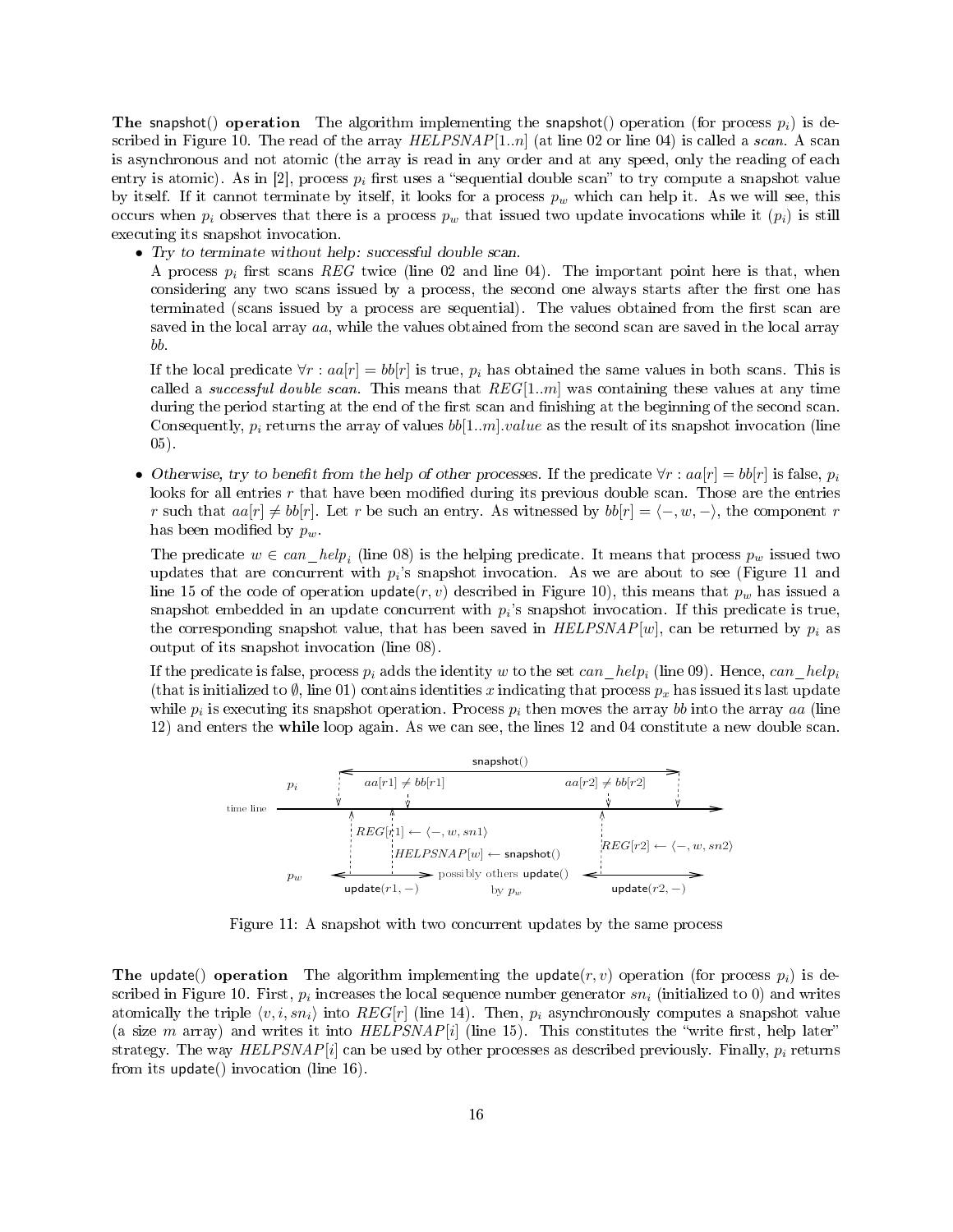**The** snapshot() **operation** The algorithm implementing the snapshot() operation (for process $p_i$) is described in Figure 10. The read of the array $HELPSNAP[1..n]$ (at line 02 or line 04) is called a *scan*. A scan is asynchronous and not atomic (the array is read in any order and at any speed, only the reading of each entry is atomic). As in [2], process $p_i$ first uses a "sequential double scan" to try compute a snapshot value by itself. If it cannot terminate by itself, it looks for a process $p_w$ which can help it. As we will see, this occurs when $p_i$ observes that there is a process $p_w$ that issued two update invocations while it ($p_i$) is still executing its snapshot invocation.

- *Try to terminate without help: successful double scan.*

  A process $p_i$ first scans $REG$ twice (line 02 and line 04). The important point here is that, when considering any two scans issued by a process, the second one always starts after the first one has terminated (scans issued by a process are sequential). The values obtained from the first scan are saved in the local array $aa$, while the values obtained from the second scan are saved in the local array $bb$.

  If the local predicate $\forall r : aa[r] = bb[r]$ is true, $p_i$ has obtained the same values in both scans. This is called a *successful double scan*. This means that $REG[1..m]$ was containing these values at any time during the period starting at the end of the first scan and finishing at the beginning of the second scan. Consequently, $p_i$ returns the array of values $bb[1..m].value$ as the result of its snapshot invocation (line 05).

- *Otherwise, try to benefit from the help of other processes.* If the predicate $\forall r : aa[r] = bb[r]$ is false, $p_i$ looks for all entries $r$ that have been modified during its previous double scan. Those are the entries $r$ such that $aa[r] \neq bb[r]$. Let $r$ be such an entry. As witnessed by $bb[r] = \langle -, w, - \rangle$, the component $r$ has been modified by $p_w$.

  The predicate $w \in can\_help_i$ (line 08) is the helping predicate. It means that process $p_w$ issued two updates that are concurrent with $p_i$'s snapshot invocation. As we are about to see (Figure 11 and line 15 of the code of operation update$(r, v)$ described in Figure 10), this means that $p_w$ has issued a snapshot embedded in an update concurrent with $p_i$'s snapshot invocation. If this predicate is true, the corresponding snapshot value, that has been saved in $HELPSNAP[w]$, can be returned by $p_i$ as output of its snapshot invocation (line 08).

  If the predicate is false, process $p_i$ adds the identity $w$ to the set $can\_help_i$ (line 09). Hence, $can\_help_i$ (that is initialized to $\emptyset$, line 01) contains identities $x$ indicating that process $p_x$ has issued its last update while $p_i$ is executing its snapshot operation. Process $p_i$ then moves the array $bb$ into the array $aa$ (line 12) and enters the **while** loop again. As we can see, the lines 12 and 04 constitute a new double scan.

Figure 11: A snapshot with two concurrent updates by the same process

**The** update() **operation** The algorithm implementing the update$(r, v)$ operation (for process $p_i$) is described in Figure 10. First, $p_i$ increases the local sequence number generator $sn_i$ (initialized to 0) and writes atomically the triple $\langle v, i, sn_i \rangle$ into $REG[r]$ (line 14). Then, $p_i$ asynchronously computes a snapshot value (a size $m$ array) and writes it into $HELPSNAP[i]$ (line 15). This constitutes the "write first, help later" strategy. The way $HELPSNAP[i]$ can be used by other processes as described previously. Finally, $p_i$ returns from its update() invocation (line 16).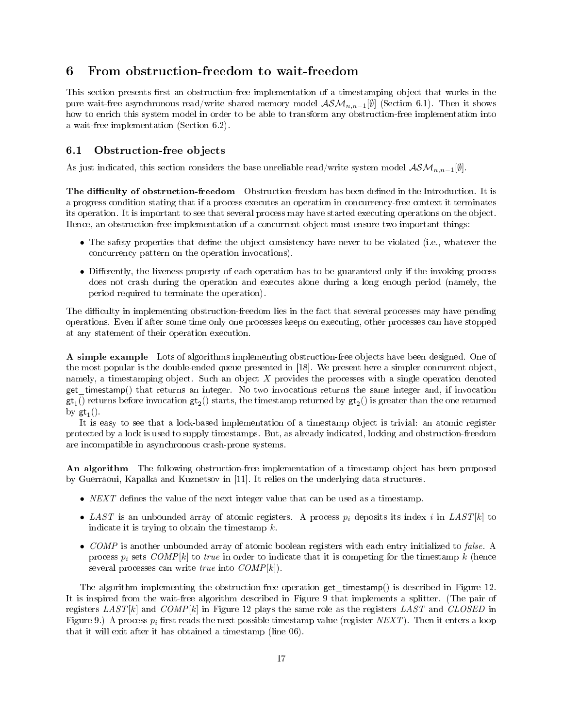# 6 From obstruction-freedom to wait-freedom

This section presents first an obstruction-free implementation of a timestamping object that works in the pure wait-free asynchronous read/write shared memory model $\mathcal{ASM}_{n,n-1}[\emptyset]$ (Section 6.1). Then it shows how to enrich this system model in order to be able to transform any obstruction-free implementation into a wait-free implementation (Section 6.2).

## 6.1 Obstruction-free objects

As just indicated, this section considers the base unreliable read/write system model $\mathcal{ASM}_{n,n-1}[\emptyset]$.

**The difficulty of obstruction-freedom** Obstruction-freedom has been defined in the Introduction. It is a progress condition stating that if a process executes an operation in concurrency-free context it terminates its operation. It is important to see that several process may have started executing operations on the object. Hence, an obstruction-free implementation of a concurrent object must ensure two important things:

- The safety properties that define the object consistency have never to be violated (i.e., whatever the concurrency pattern on the operation invocations).
- Differently, the liveness property of each operation has to be guaranteed only if the invoking process does not crash during the operation and executes alone during a long enough period (namely, the period required to terminate the operation).

The difficulty in implementing obstruction-freedom lies in the fact that several processes may have pending operations. Even if after some time only one processes keeps on executing, other processes can have stopped at any statement of their operation execution.

**A simple example** Lots of algorithms implementing obstruction-free objects have been designed. One of the most popular is the double-ended queue presented in [18]. We present here a simpler concurrent object, namely, a timestamping object. Such an object $X$ provides the processes with a single operation denoted get_timestamp() that returns an integer. No two invocations returns the same integer and, if invocation $\mathsf{gt}_1()$ returns before invocation $\mathsf{gt}_2()$ starts, the timestamp returned by $\mathsf{gt}_2()$ is greater than the one returned by $\mathsf{gt}_1()$.

It is easy to see that a lock-based implementation of a timestamp object is trivial: an atomic register protected by a lock is used to supply timestamps. But, as already indicated, locking and obstruction-freedom are incompatible in asynchronous crash-prone systems.

**An algorithm** The following obstruction-free implementation of a timestamp object has been proposed by Guerraoui, Kapalka and Kuznetsov in [11]. It relies on the underlying data structures.

- $NEXT$ defines the value of the next integer value that can be used as a timestamp.
- $LAST$ is an unbounded array of atomic registers. A process $p_i$ deposits its index $i$ in $LAST[k]$ to indicate it is trying to obtain the timestamp $k$.
- $COMP$ is another unbounded array of atomic boolean registers with each entry initialized to *false*. A process $p_i$ sets $COMP[k]$ to *true* in order to indicate that it is competing for the timestamp $k$ (hence several processes can write *true* into $COMP[k]$).

The algorithm implementing the obstruction-free operation get_timestamp() is described in Figure 12. It is inspired from the wait-free algorithm described in Figure 9 that implements a splitter. (The pair of registers $LAST[k]$ and $COMP[k]$ in Figure 12 plays the same role as the registers $LAST$ and $CLOSED$ in Figure 9.) A process $p_i$ first reads the next possible timestamp value (register $NEXT$). Then it enters a loop that it will exit after it has obtained a timestamp (line 06).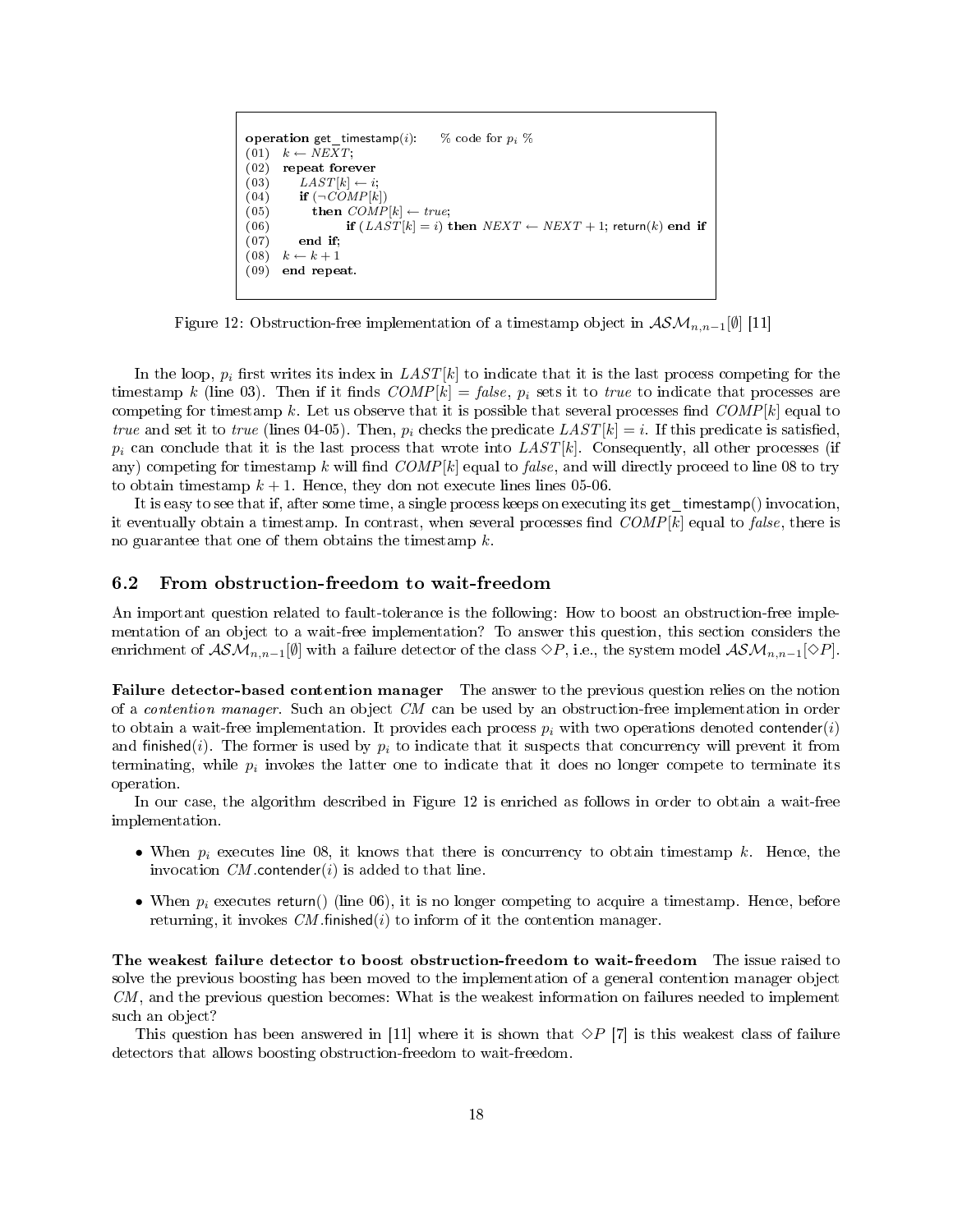```
operation get_timestamp(i):      % code for p_i %
(01)  k ← NEXT;
(02)  repeat forever
(03)      LAST[k] ← i;
(04)      if (¬COMP[k])
(05)         then COMP[k] ← true;
(06)              if (LAST[k] = i) then NEXT ← NEXT + 1; return(k) end if
(07)      end if;
(08)  k ← k + 1
(09)  end repeat.
```

Figure 12: Obstruction-free implementation of a timestamp object in $\mathcal{ASM}_{n,n-1}[\emptyset]$ [11]

In the loop, $p_i$ first writes its index in $LAST[k]$ to indicate that it is the last process competing for the timestamp $k$ (line 03). Then if it finds $COMP[k] = false$, $p_i$ sets it to $true$ to indicate that processes are competing for timestamp $k$. Let us observe that it is possible that several processes find $COMP[k]$ equal to $true$ and set it to $true$ (lines 04-05). Then, $p_i$ checks the predicate $LAST[k] = i$. If this predicate is satisfied, $p_i$ can conclude that it is the last process that wrote into $LAST[k]$. Consequently, all other processes (if any) competing for timestamp $k$ will find $COMP[k]$ equal to $false$, and will directly proceed to line 08 to try to obtain timestamp $k + 1$. Hence, they don not execute lines lines 05-06.

It is easy to see that if, after some time, a single process keeps on executing its get_timestamp() invocation, it eventually obtain a timestamp. In contrast, when several processes find $COMP[k]$ equal to $false$, there is no guarantee that one of them obtains the timestamp $k$.

## 6.2 From obstruction-freedom to wait-freedom

An important question related to fault-tolerance is the following: How to boost an obstruction-free implementation of an object to a wait-free implementation? To answer this question, this section considers the enrichment of $\mathcal{ASM}_{n,n-1}[\emptyset]$ with a failure detector of the class $\diamond P$, i.e., the system model $\mathcal{ASM}_{n,n-1}[\diamond P]$.

**Failure detector-based contention manager** The answer to the previous question relies on the notion of a *contention manager*. Such an object $CM$ can be used by an obstruction-free implementation in order to obtain a wait-free implementation. It provides each process $p_i$ with two operations denoted contender($i$) and finished($i$). The former is used by $p_i$ to indicate that it suspects that concurrency will prevent it from terminating, while $p_i$ invokes the latter one to indicate that it does no longer compete to terminate its operation.

In our case, the algorithm described in Figure 12 is enriched as follows in order to obtain a wait-free implementation.

- When $p_i$ executes line 08, it knows that there is concurrency to obtain timestamp $k$. Hence, the invocation $CM$.contender($i$) is added to that line.
- When $p_i$ executes return() (line 06), it is no longer competing to acquire a timestamp. Hence, before returning, it invokes $CM$.finished($i$) to inform of it the contention manager.

**The weakest failure detector to boost obstruction-freedom to wait-freedom** The issue raised to solve the previous boosting has been moved to the implementation of a general contention manager object $CM$, and the previous question becomes: What is the weakest information on failures needed to implement such an object?

This question has been answered in [11] where it is shown that $\diamond P$ [7] is this weakest class of failure detectors that allows boosting obstruction-freedom to wait-freedom.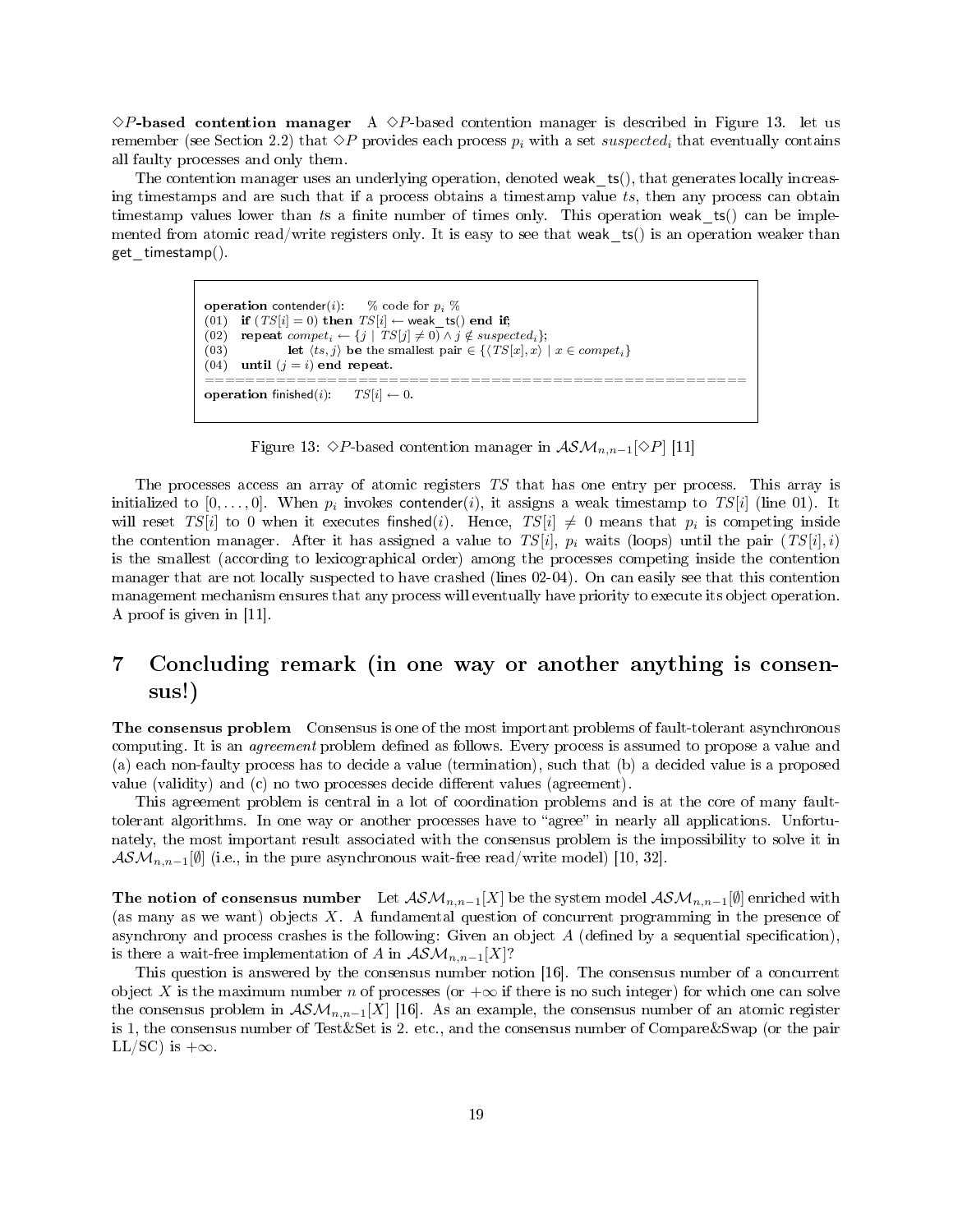**$\diamond P$-based contention manager** A $\diamond P$-based contention manager is described in Figure 13. let us remember (see Section 2.2) that $\diamond P$ provides each process $p_i$ with a set $suspected_i$ that eventually contains all faulty processes and only them.

The contention manager uses an underlying operation, denoted weak_ts(), that generates locally increasing timestamps and are such that if a process obtains a timestamp value $ts$, then any process can obtain timestamp values lower than $ts$ a finite number of times only. This operation weak_ts() can be implemented from atomic read/write registers only. It is easy to see that weak_ts() is an operation weaker than get_timestamp().

```
operation contender(i):     % code for p_i %
(01)  if (TS[i] = 0) then TS[i] ← weak_ts() end if;
(02)  repeat compet_i ← {j | TS[j] ≠ 0) ∧ j ∉ suspected_i};
(03)          let ⟨ts, j⟩ be the smallest pair ∈ {⟨TS[x], x⟩ | x ∈ compet_i}
(04)  until (j = i) end repeat.
======================================================
operation finished(i):     TS[i] ← 0.
```

Figure 13: $\diamond P$-based contention manager in $\mathcal{ASM}_{n,n-1}[\diamond P]$ [11]

The processes access an array of atomic registers $TS$ that has one entry per process. This array is initialized to $[0, \ldots, 0]$. When $p_i$ invokes contender($i$), it assigns a weak timestamp to $TS[i]$ (line 01). It will reset $TS[i]$ to 0 when it executes finshed($i$). Hence, $TS[i] \neq 0$ means that $p_i$ is competing inside the contention manager. After it has assigned a value to $TS[i]$, $p_i$ waits (loops) until the pair $(TS[i], i)$ is the smallest (according to lexicographical order) among the processes competing inside the contention manager that are not locally suspected to have crashed (lines 02-04). On can easily see that this contention management mechanism ensures that any process will eventually have priority to execute its object operation. A proof is given in [11].

# 7 Concluding remark (in one way or another anything is consensus!)

**The consensus problem** Consensus is one of the most important problems of fault-tolerant asynchronous computing. It is an *agreement* problem defined as follows. Every process is assumed to propose a value and (a) each non-faulty process has to decide a value (termination), such that (b) a decided value is a proposed value (validity) and (c) no two processes decide different values (agreement).

This agreement problem is central in a lot of coordination problems and is at the core of many fault-tolerant algorithms. In one way or another processes have to "agree" in nearly all applications. Unfortunately, the most important result associated with the consensus problem is the impossibility to solve it in $\mathcal{ASM}_{n,n-1}[\emptyset]$ (i.e., in the pure asynchronous wait-free read/write model) [10, 32].

**The notion of consensus number** Let $\mathcal{ASM}_{n,n-1}[X]$ be the system model $\mathcal{ASM}_{n,n-1}[\emptyset]$ enriched with (as many as we want) objects $X$. A fundamental question of concurrent programming in the presence of asynchrony and process crashes is the following: Given an object $A$ (defined by a sequential specification), is there a wait-free implementation of $A$ in $\mathcal{ASM}_{n,n-1}[X]$?

This question is answered by the consensus number notion [16]. The consensus number of a concurrent object $X$ is the maximum number $n$ of processes (or $+\infty$ if there is no such integer) for which one can solve the consensus problem in $\mathcal{ASM}_{n,n-1}[X]$ [16]. As an example, the consensus number of an atomic register is 1, the consensus number of Test&Set is 2. etc., and the consensus number of Compare&Swap (or the pair LL/SC) is $+\infty$.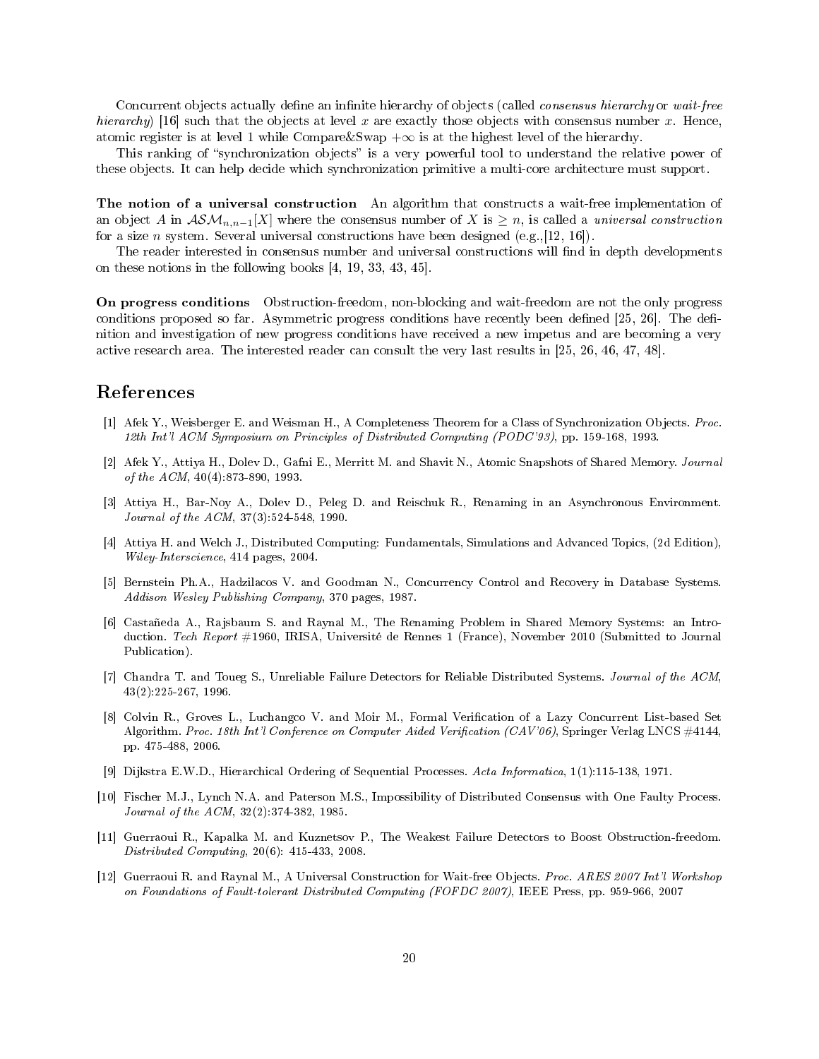Concurrent objects actually define an infinite hierarchy of objects (called *consensus hierarchy* or *wait-free hierarchy*) [16] such that the objects at level $x$ are exactly those objects with consensus number $x$. Hence, atomic register is at level 1 while Compare&Swap $+\infty$ is at the highest level of the hierarchy.

This ranking of "synchronization objects" is a very powerful tool to understand the relative power of these objects. It can help decide which synchronization primitive a multi-core architecture must support.

**The notion of a universal construction** An algorithm that constructs a wait-free implementation of an object $A$ in $\mathcal{ASM}_{n,n-1}[X]$ where the consensus number of $X$ is $\geq n$, is called a *universal construction* for a size $n$ system. Several universal constructions have been designed (e.g.,[12, 16]).

The reader interested in consensus number and universal constructions will find in depth developments on these notions in the following books [4, 19, 33, 43, 45].

**On progress conditions** Obstruction-freedom, non-blocking and wait-freedom are not the only progress conditions proposed so far. Asymmetric progress conditions have recently been defined [25, 26]. The definition and investigation of new progress conditions have received a new impetus and are becoming a very active research area. The interested reader can consult the very last results in [25, 26, 46, 47, 48].

# References

[1] Afek Y., Weisberger E. and Weisman H., A Completeness Theorem for a Class of Synchronization Objects. *Proc. 12th Int'l ACM Symposium on Principles of Distributed Computing (PODC'93)*, pp. 159-168, 1993.

[2] Afek Y., Attiya H., Dolev D., Gafni E., Merritt M. and Shavit N., Atomic Snapshots of Shared Memory. *Journal of the ACM*, 40(4):873-890, 1993.

[3] Attiya H., Bar-Noy A., Dolev D., Peleg D. and Reischuk R., Renaming in an Asynchronous Environment. *Journal of the ACM*, 37(3):524-548, 1990.

[4] Attiya H. and Welch J., Distributed Computing: Fundamentals, Simulations and Advanced Topics, (2d Edition), *Wiley-Interscience*, 414 pages, 2004.

[5] Bernstein Ph.A., Hadzilacos V. and Goodman N., Concurrency Control and Recovery in Database Systems. *Addison Wesley Publishing Company*, 370 pages, 1987.

[6] Castañeda A., Rajsbaum S. and Raynal M., The Renaming Problem in Shared Memory Systems: an Introduction. *Tech Report* #1960, IRISA, Université de Rennes 1 (France), November 2010 (Submitted to Journal Publication).

[7] Chandra T. and Toueg S., Unreliable Failure Detectors for Reliable Distributed Systems. *Journal of the ACM*, 43(2):225-267, 1996.

[8] Colvin R., Groves L., Luchangco V. and Moir M., Formal Verification of a Lazy Concurrent List-based Set Algorithm. *Proc. 18th Int'l Conference on Computer Aided Verification (CAV'06)*, Springer Verlag LNCS #4144, pp. 475-488, 2006.

[9] Dijkstra E.W.D., Hierarchical Ordering of Sequential Processes. *Acta Informatica*, 1(1):115-138, 1971.

[10] Fischer M.J., Lynch N.A. and Paterson M.S., Impossibility of Distributed Consensus with One Faulty Process. *Journal of the ACM*, 32(2):374-382, 1985.

[11] Guerraoui R., Kapalka M. and Kuznetsov P., The Weakest Failure Detectors to Boost Obstruction-freedom. *Distributed Computing*, 20(6): 415-433, 2008.

[12] Guerraoui R. and Raynal M., A Universal Construction for Wait-free Objects. *Proc. ARES 2007 Int'l Workshop on Foundations of Fault-tolerant Distributed Computing (FOFDC 2007)*, IEEE Press, pp. 959-966, 2007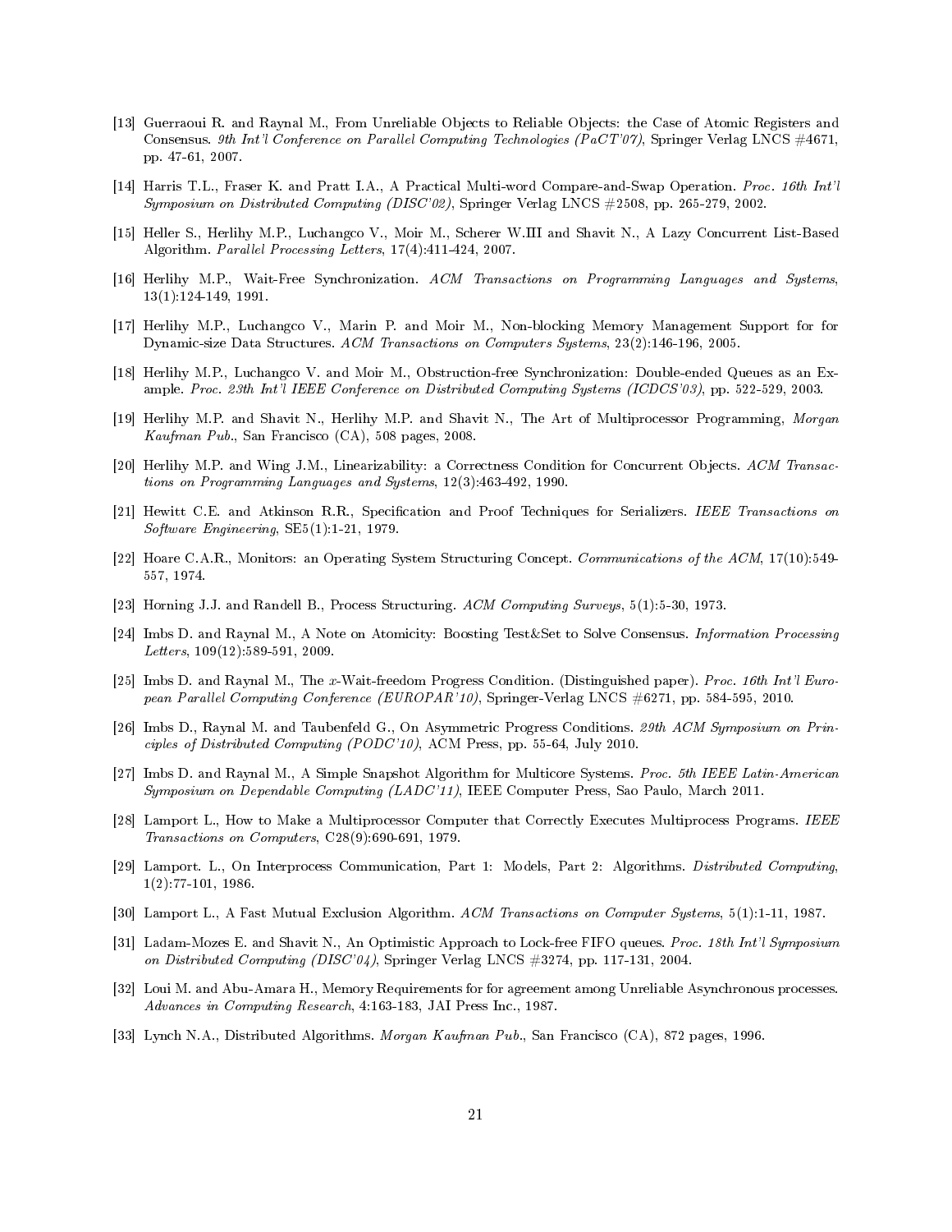[13] Guerraoui R. and Raynal M., From Unreliable Objects to Reliable Objects: the Case of Atomic Registers and Consensus. *9th Int'l Conference on Parallel Computing Technologies (PaCT'07)*, Springer Verlag LNCS #4671, pp. 47-61, 2007.

[14] Harris T.L., Fraser K. and Pratt I.A., A Practical Multi-word Compare-and-Swap Operation. *Proc. 16th Int'l Symposium on Distributed Computing (DISC'02)*, Springer Verlag LNCS #2508, pp. 265-279, 2002.

[15] Heller S., Herlihy M.P., Luchangco V., Moir M., Scherer W.III and Shavit N., A Lazy Concurrent List-Based Algorithm. *Parallel Processing Letters*, 17(4):411-424, 2007.

[16] Herlihy M.P., Wait-Free Synchronization. *ACM Transactions on Programming Languages and Systems*, 13(1):124-149, 1991.

[17] Herlihy M.P., Luchangco V., Marin P. and Moir M., Non-blocking Memory Management Support for for Dynamic-size Data Structures. *ACM Transactions on Computers Systems*, 23(2):146-196, 2005.

[18] Herlihy M.P., Luchangco V. and Moir M., Obstruction-free Synchronization: Double-ended Queues as an Example. *Proc. 23th Int'l IEEE Conference on Distributed Computing Systems (ICDCS'03)*, pp. 522-529, 2003.

[19] Herlihy M.P. and Shavit N., Herlihy M.P. and Shavit N., The Art of Multiprocessor Programming, *Morgan Kaufman Pub.*, San Francisco (CA), 508 pages, 2008.

[20] Herlihy M.P. and Wing J.M., Linearizability: a Correctness Condition for Concurrent Objects. *ACM Transactions on Programming Languages and Systems*, 12(3):463-492, 1990.

[21] Hewitt C.E. and Atkinson R.R., Specification and Proof Techniques for Serializers. *IEEE Transactions on Software Engineering*, SE5(1):1-21, 1979.

[22] Hoare C.A.R., Monitors: an Operating System Structuring Concept. *Communications of the ACM*, 17(10):549-557, 1974.

[23] Horning J.J. and Randell B., Process Structuring. *ACM Computing Surveys*, 5(1):5-30, 1973.

[24] Imbs D. and Raynal M., A Note on Atomicity: Boosting Test&Set to Solve Consensus. *Information Processing Letters*, 109(12):589-591, 2009.

[25] Imbs D. and Raynal M., The $x$-Wait-freedom Progress Condition. (Distinguished paper). *Proc. 16th Int'l European Parallel Computing Conference (EUROPAR'10)*, Springer-Verlag LNCS #6271, pp. 584-595, 2010.

[26] Imbs D., Raynal M. and Taubenfeld G., On Asymmetric Progress Conditions. *29th ACM Symposium on Principles of Distributed Computing (PODC'10)*, ACM Press, pp. 55-64, July 2010.

[27] Imbs D. and Raynal M., A Simple Snapshot Algorithm for Multicore Systems. *Proc. 5th IEEE Latin-American Symposium on Dependable Computing (LADC'11)*, IEEE Computer Press, Sao Paulo, March 2011.

[28] Lamport L., How to Make a Multiprocessor Computer that Correctly Executes Multiprocess Programs. *IEEE Transactions on Computers*, C28(9):690-691, 1979.

[29] Lamport. L., On Interprocess Communication, Part 1: Models, Part 2: Algorithms. *Distributed Computing*, 1(2):77-101, 1986.

[30] Lamport L., A Fast Mutual Exclusion Algorithm. *ACM Transactions on Computer Systems*, 5(1):1-11, 1987.

[31] Ladam-Mozes E. and Shavit N., An Optimistic Approach to Lock-free FIFO queues. *Proc. 18th Int'l Symposium on Distributed Computing (DISC'04)*, Springer Verlag LNCS #3274, pp. 117-131, 2004.

[32] Loui M. and Abu-Amara H., Memory Requirements for for agreement among Unreliable Asynchronous processes. *Advances in Computing Research*, 4:163-183, JAI Press Inc., 1987.

[33] Lynch N.A., Distributed Algorithms. *Morgan Kaufman Pub.*, San Francisco (CA), 872 pages, 1996.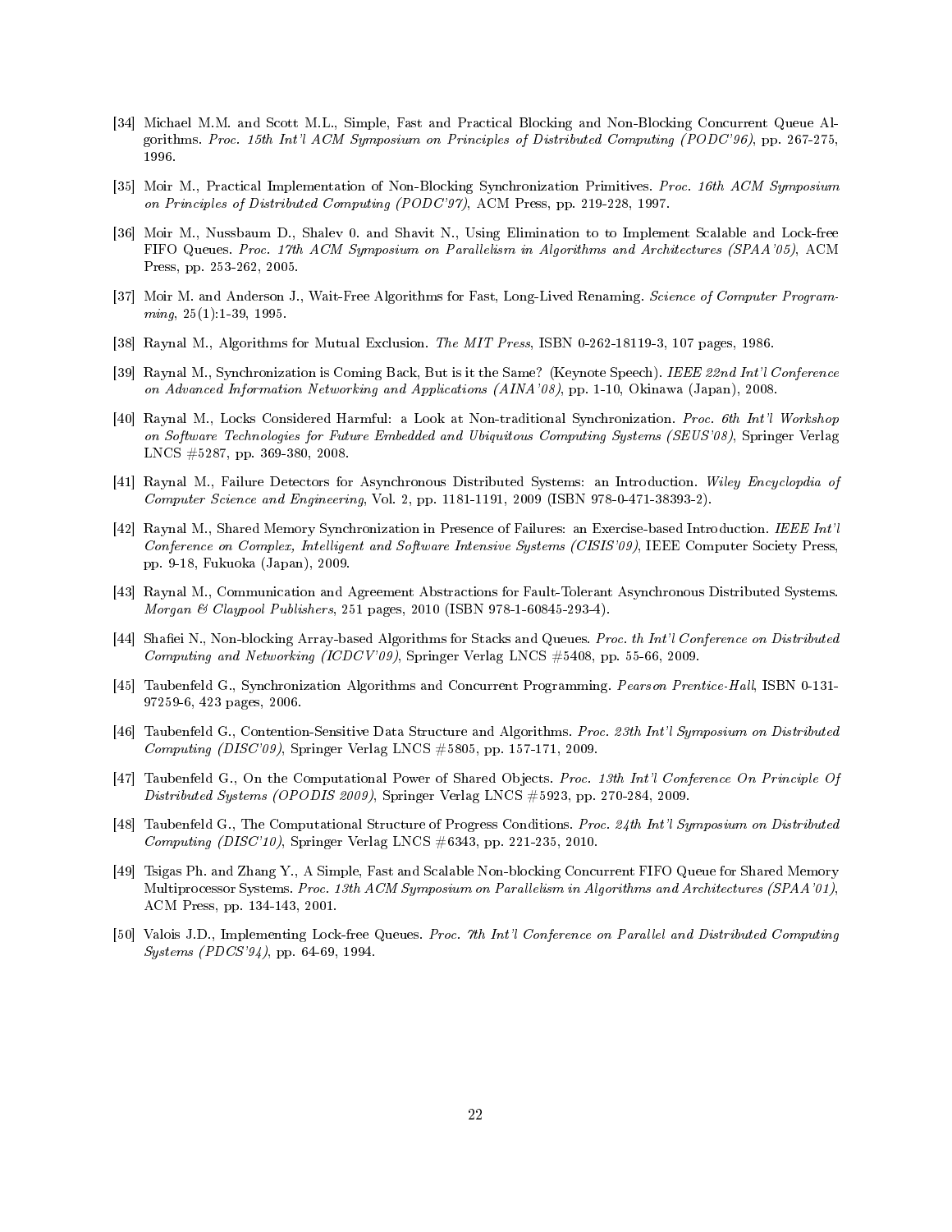[34] Michael M.M. and Scott M.L., Simple, Fast and Practical Blocking and Non-Blocking Concurrent Queue Algorithms. *Proc. 15th Int'l ACM Symposium on Principles of Distributed Computing (PODC'96)*, pp. 267-275, 1996.

[35] Moir M., Practical Implementation of Non-Blocking Synchronization Primitives. *Proc. 16th ACM Symposium on Principles of Distributed Computing (PODC'97)*, ACM Press, pp. 219-228, 1997.

[36] Moir M., Nussbaum D., Shalev 0. and Shavit N., Using Elimination to to Implement Scalable and Lock-free FIFO Queues. *Proc. 17th ACM Symposium on Parallelism in Algorithms and Architectures (SPAA'05)*, ACM Press, pp. 253-262, 2005.

[37] Moir M. and Anderson J., Wait-Free Algorithms for Fast, Long-Lived Renaming. *Science of Computer Programming*, 25(1):1-39, 1995.

[38] Raynal M., Algorithms for Mutual Exclusion. *The MIT Press*, ISBN 0-262-18119-3, 107 pages, 1986.

[39] Raynal M., Synchronization is Coming Back, But is it the Same? (Keynote Speech). *IEEE 22nd Int'l Conference on Advanced Information Networking and Applications (AINA'08)*, pp. 1-10, Okinawa (Japan), 2008.

[40] Raynal M., Locks Considered Harmful: a Look at Non-traditional Synchronization. *Proc. 6th Int'l Workshop on Software Technologies for Future Embedded and Ubiquitous Computing Systems (SEUS'08)*, Springer Verlag LNCS #5287, pp. 369-380, 2008.

[41] Raynal M., Failure Detectors for Asynchronous Distributed Systems: an Introduction. *Wiley Encyclopdia of Computer Science and Engineering*, Vol. 2, pp. 1181-1191, 2009 (ISBN 978-0-471-38393-2).

[42] Raynal M., Shared Memory Synchronization in Presence of Failures: an Exercise-based Introduction. *IEEE Int'l Conference on Complex, Intelligent and Software Intensive Systems (CISIS'09)*, IEEE Computer Society Press, pp. 9-18, Fukuoka (Japan), 2009.

[43] Raynal M., Communication and Agreement Abstractions for Fault-Tolerant Asynchronous Distributed Systems. *Morgan & Claypool Publishers*, 251 pages, 2010 (ISBN 978-1-60845-293-4).

[44] Shafiei N., Non-blocking Array-based Algorithms for Stacks and Queues. *Proc. th Int'l Conference on Distributed Computing and Networking (ICDCV'09)*, Springer Verlag LNCS #5408, pp. 55-66, 2009.

[45] Taubenfeld G., Synchronization Algorithms and Concurrent Programming. *Pearson Prentice-Hall*, ISBN 0-131-97259-6, 423 pages, 2006.

[46] Taubenfeld G., Contention-Sensitive Data Structure and Algorithms. *Proc. 23th Int'l Symposium on Distributed Computing (DISC'09)*, Springer Verlag LNCS #5805, pp. 157-171, 2009.

[47] Taubenfeld G., On the Computational Power of Shared Objects. *Proc. 13th Int'l Conference On Principle Of Distributed Systems (OPODIS 2009)*, Springer Verlag LNCS #5923, pp. 270-284, 2009.

[48] Taubenfeld G., The Computational Structure of Progress Conditions. *Proc. 24th Int'l Symposium on Distributed Computing (DISC'10)*, Springer Verlag LNCS #6343, pp. 221-235, 2010.

[49] Tsigas Ph. and Zhang Y., A Simple, Fast and Scalable Non-blocking Concurrent FIFO Queue for Shared Memory Multiprocessor Systems. *Proc. 13th ACM Symposium on Parallelism in Algorithms and Architectures (SPAA'01)*, ACM Press, pp. 134-143, 2001.

[50] Valois J.D., Implementing Lock-free Queues. *Proc. 7th Int'l Conference on Parallel and Distributed Computing Systems (PDCS'94)*, pp. 64-69, 1994.